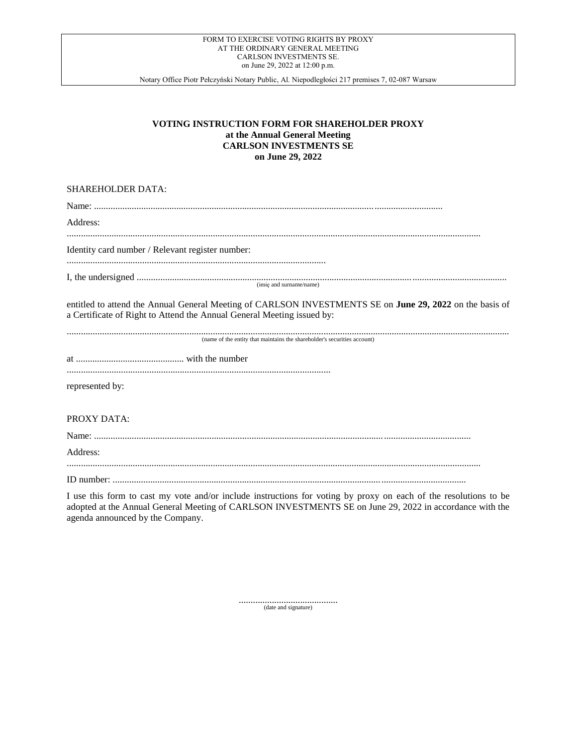FORM TO EXERCISE VOTING RIGHTS BY PROXY
AT THE ORDINARY GENERAL MEETING
CARLSON INVESTMENTS SE.
on June 29, 2022 at 12:00 p.m.

Notary Office Piotr Pełczyński Notary Public, Al. Niepodległości 217 premises 7, 02-087 Warsaw

**VOTING INSTRUCTION FORM FOR SHAREHOLDER PROXY**
**at the Annual General Meeting**
**CARLSON INVESTMENTS SE**
**on June 29, 2022**

SHAREHOLDER DATA:

Name: ..............................................................................................................................................

Address:

..............................................................................................................................................................

Identity card number / Relevant register number:

.............................................................................................................

I, the undersigned ..........................................................................................................................................
(imię and surname/name)

entitled to attend the Annual General Meeting of CARLSON INVESTMENTS SE on **June 29, 2022** on the basis of a Certificate of Right to Attend the Annual General Meeting issued by:

...................................................................................................................................................................
(name of the entity that maintains the shareholder's securities account)

at .............................................. with the number

..............................................................................................................

represented by:

PROXY DATA:

Name: ...................................................................................................................................................

Address:

..............................................................................................................................................................

ID number: ..............................................................................................................................................

I use this form to cast my vote and/or include instructions for voting by proxy on each of the resolutions to be adopted at the Annual General Meeting of CARLSON INVESTMENTS SE on June 29, 2022 in accordance with the agenda announced by the Company.

..........................................
(date and signature)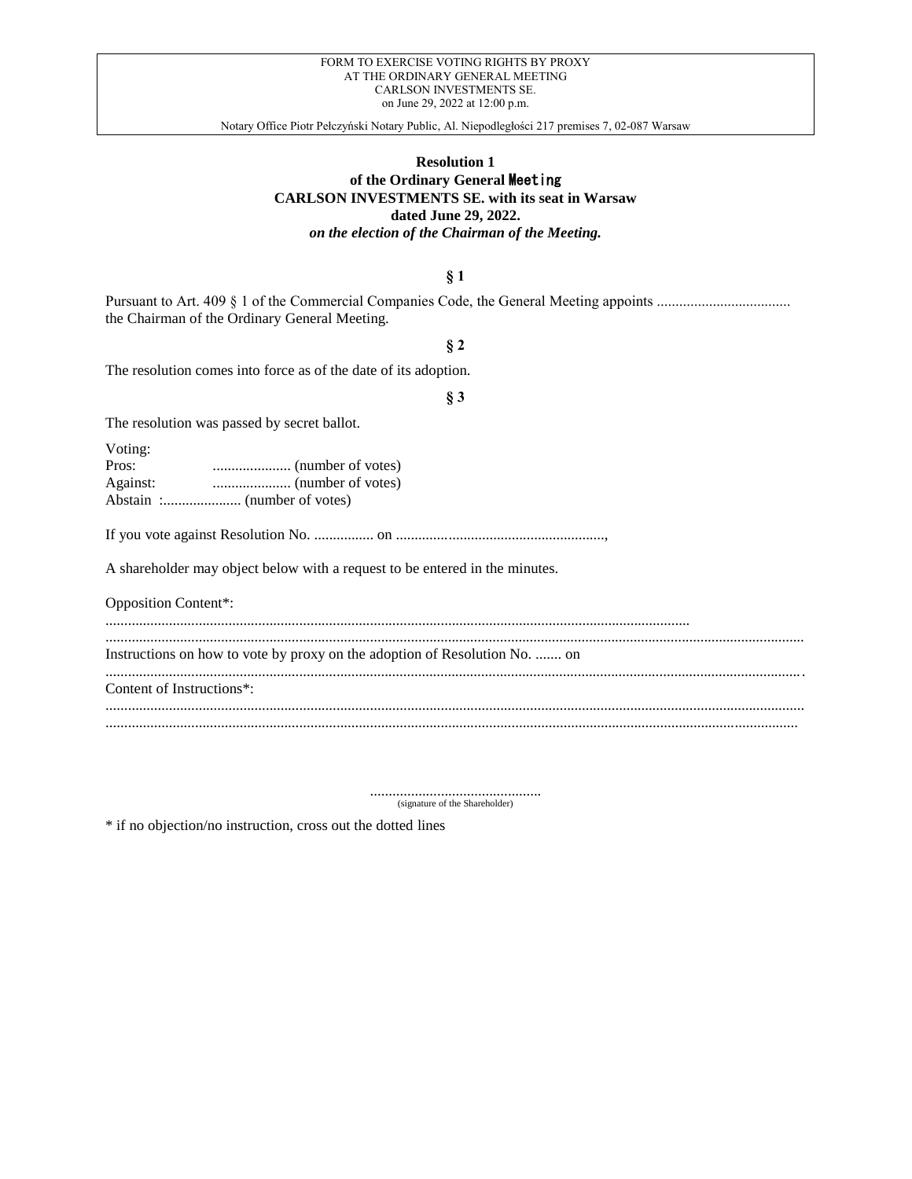FORM TO EXERCISE VOTING RIGHTS BY PROXY
AT THE ORDINARY GENERAL MEETING
CARLSON INVESTMENTS SE.
on June 29, 2022 at 12:00 p.m.

Notary Office Piotr Pełczyński Notary Public, Al. Niepodległości 217 premises 7, 02-087 Warsaw

**Resolution 1**
**of the Ordinary General Meeting**
**CARLSON INVESTMENTS SE. with its seat in Warsaw**
**dated June 29, 2022.**
***on the election of the Chairman of the Meeting.***

**§ 1**

Pursuant to Art. 409 § 1 of the Commercial Companies Code, the General Meeting appoints .................................... the Chairman of the Ordinary General Meeting.

**§ 2**

The resolution comes into force as of the date of its adoption.

**§ 3**

The resolution was passed by secret ballot.

Voting:
Pros: ..................... (number of votes)
Against: ..................... (number of votes)
Abstain :..................... (number of votes)

If you vote against Resolution No. ................ on .........................................................,

A shareholder may object below with a request to be entered in the minutes.

Opposition Content*:
...........................................................................................................................................................
...........................................................................................................................................................................
Instructions on how to vote by proxy on the adoption of Resolution No. ....... on
...........................................................................................................................................................................
Content of Instructions*:
...........................................................................................................................................................................
...........................................................................................................................................................................

..............................................
(signature of the Shareholder)

* if no objection/no instruction, cross out the dotted lines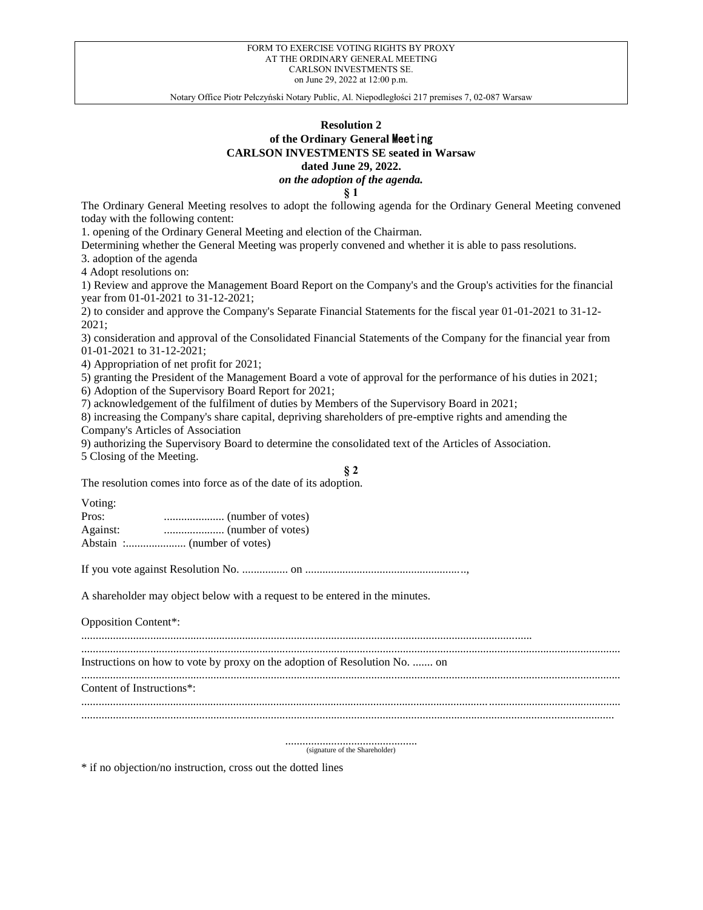FORM TO EXERCISE VOTING RIGHTS BY PROXY
AT THE ORDINARY GENERAL MEETING
CARLSON INVESTMENTS SE.
on June 29, 2022 at 12:00 p.m.

Notary Office Piotr Pełczyński Notary Public, Al. Niepodległości 217 premises 7, 02-087 Warsaw

**Resolution 2**
**of the Ordinary General Meeting**
**CARLSON INVESTMENTS SE seated in Warsaw**
**dated June 29, 2022.**
***on the adoption of the agenda.***

**§ 1**

The Ordinary General Meeting resolves to adopt the following agenda for the Ordinary General Meeting convened today with the following content:

1. opening of the Ordinary General Meeting and election of the Chairman.

Determining whether the General Meeting was properly convened and whether it is able to pass resolutions.

3. adoption of the agenda

4 Adopt resolutions on:

1) Review and approve the Management Board Report on the Company's and the Group's activities for the financial year from 01-01-2021 to 31-12-2021;

2) to consider and approve the Company's Separate Financial Statements for the fiscal year 01-01-2021 to 31-12-2021;

3) consideration and approval of the Consolidated Financial Statements of the Company for the financial year from 01-01-2021 to 31-12-2021;

4) Appropriation of net profit for 2021;

5) granting the President of the Management Board a vote of approval for the performance of his duties in 2021;

6) Adoption of the Supervisory Board Report for 2021;

7) acknowledgement of the fulfilment of duties by Members of the Supervisory Board in 2021;

8) increasing the Company's share capital, depriving shareholders of pre-emptive rights and amending the Company's Articles of Association

9) authorizing the Supervisory Board to determine the consolidated text of the Articles of Association.

5 Closing of the Meeting.

**§ 2**

The resolution comes into force as of the date of its adoption.

Voting:
Pros: ..................... (number of votes)
Against: ..................... (number of votes)
Abstain :..................... (number of votes)

If you vote against Resolution No. ................ on .......................................................,

A shareholder may object below with a request to be entered in the minutes.

Opposition Content*:

..........................................................................................................................................................
..........................................................................................................................................................

Instructions on how to vote by proxy on the adoption of Resolution No. ....... on
..........................................................................................................................................................

Content of Instructions*:

..........................................................................................................................................................
..........................................................................................................................................................

..............................................
(signature of the Shareholder)

\* if no objection/no instruction, cross out the dotted lines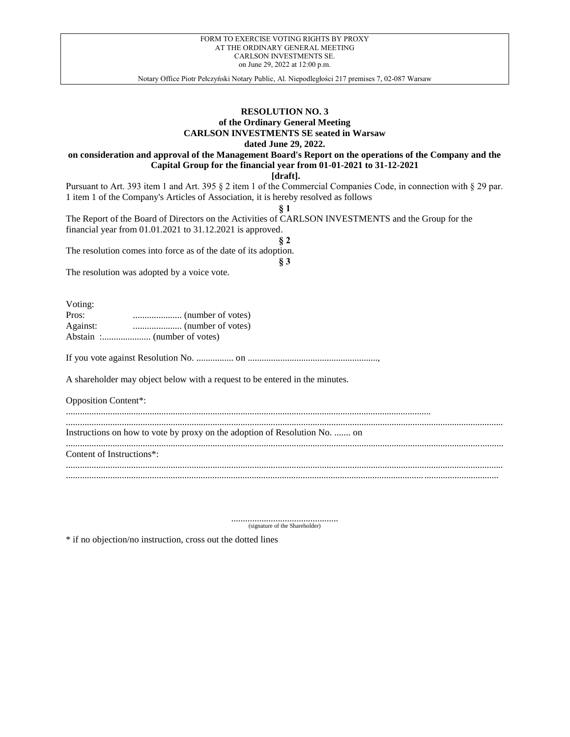FORM TO EXERCISE VOTING RIGHTS BY PROXY
AT THE ORDINARY GENERAL MEETING
CARLSON INVESTMENTS SE.
on June 29, 2022 at 12:00 p.m.

Notary Office Piotr Pełczyński Notary Public, Al. Niepodległości 217 premises 7, 02-087 Warsaw

**RESOLUTION NO. 3**
**of the Ordinary General Meeting**
**CARLSON INVESTMENTS SE seated in Warsaw**
**dated June 29, 2022.**
**on consideration and approval of the Management Board's Report on the operations of the Company and the Capital Group for the financial year from 01-01-2021 to 31-12-2021**
**[draft].**

Pursuant to Art. 393 item 1 and Art. 395 § 2 item 1 of the Commercial Companies Code, in connection with § 29 par. 1 item 1 of the Company's Articles of Association, it is hereby resolved as follows

**§ 1**

The Report of the Board of Directors on the Activities of CARLSON INVESTMENTS and the Group for the financial year from 01.01.2021 to 31.12.2021 is approved.

**§ 2**

The resolution comes into force as of the date of its adoption.

**§ 3**

The resolution was adopted by a voice vote.

Voting:
Pros: ..................... (number of votes)
Against: ..................... (number of votes)
Abstain :..................... (number of votes)

If you vote against Resolution No. ................ on ........................................................,

A shareholder may object below with a request to be entered in the minutes.

Opposition Content*:
...........................................................................................................................................................
...........................................................................................................................................................

Instructions on how to vote by proxy on the adoption of Resolution No. ....... on
...........................................................................................................................................................

Content of Instructions*:
...........................................................................................................................................................
...........................................................................................................................................................

..............................................
(signature of the Shareholder)

* if no objection/no instruction, cross out the dotted lines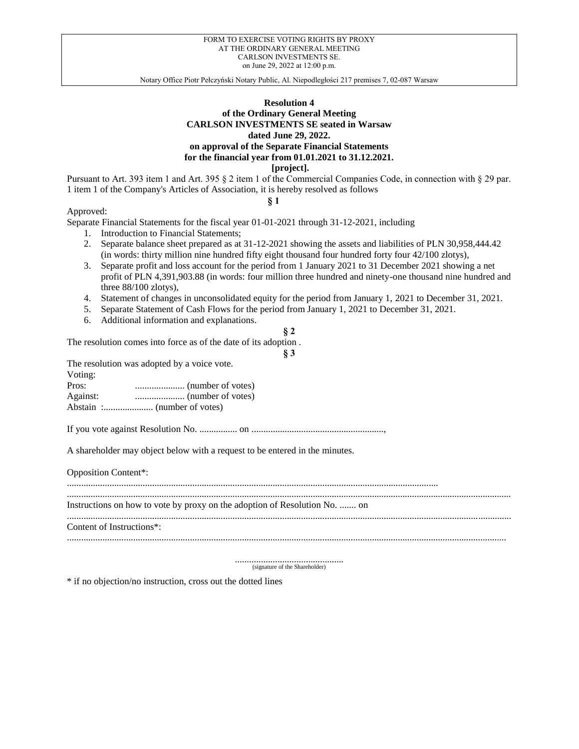FORM TO EXERCISE VOTING RIGHTS BY PROXY
AT THE ORDINARY GENERAL MEETING
CARLSON INVESTMENTS SE.
on June 29, 2022 at 12:00 p.m.

Notary Office Piotr Pełczyński Notary Public, Al. Niepodległości 217 premises 7, 02-087 Warsaw

**Resolution 4**
**of the Ordinary General Meeting**
**CARLSON INVESTMENTS SE seated in Warsaw**
**dated June 29, 2022.**
**on approval of the Separate Financial Statements**
**for the financial year from 01.01.2021 to 31.12.2021.**
**[project].**

Pursuant to Art. 393 item 1 and Art. 395 § 2 item 1 of the Commercial Companies Code, in connection with § 29 par. 1 item 1 of the Company's Articles of Association, it is hereby resolved as follows

**§ 1**

Approved:
Separate Financial Statements for the fiscal year 01-01-2021 through 31-12-2021, including

1. Introduction to Financial Statements;
2. Separate balance sheet prepared as at 31-12-2021 showing the assets and liabilities of PLN 30,958,444.42 (in words: thirty million nine hundred fifty eight thousand four hundred forty four 42/100 zlotys),
3. Separate profit and loss account for the period from 1 January 2021 to 31 December 2021 showing a net profit of PLN 4,391,903.88 (in words: four million three hundred and ninety-one thousand nine hundred and three 88/100 zlotys),
4. Statement of changes in unconsolidated equity for the period from January 1, 2021 to December 31, 2021.
5. Separate Statement of Cash Flows for the period from January 1, 2021 to December 31, 2021.
6. Additional information and explanations.

**§ 2**

The resolution comes into force as of the date of its adoption .

**§ 3**

The resolution was adopted by a voice vote.
Voting:
Pros: ..................... (number of votes)
Against: ..................... (number of votes)
Abstain :..................... (number of votes)

If you vote against Resolution No. ................ on ........................................................,

A shareholder may object below with a request to be entered in the minutes.

Opposition Content*:
..........................................................................................................................................................
..........................................................................................................................................................................
Instructions on how to vote by proxy on the adoption of Resolution No. ....... on
..........................................................................................................................................................................
Content of Instructions*:
.........................................................................................................................................................................

..............................................
(signature of the Shareholder)

\* if no objection/no instruction, cross out the dotted lines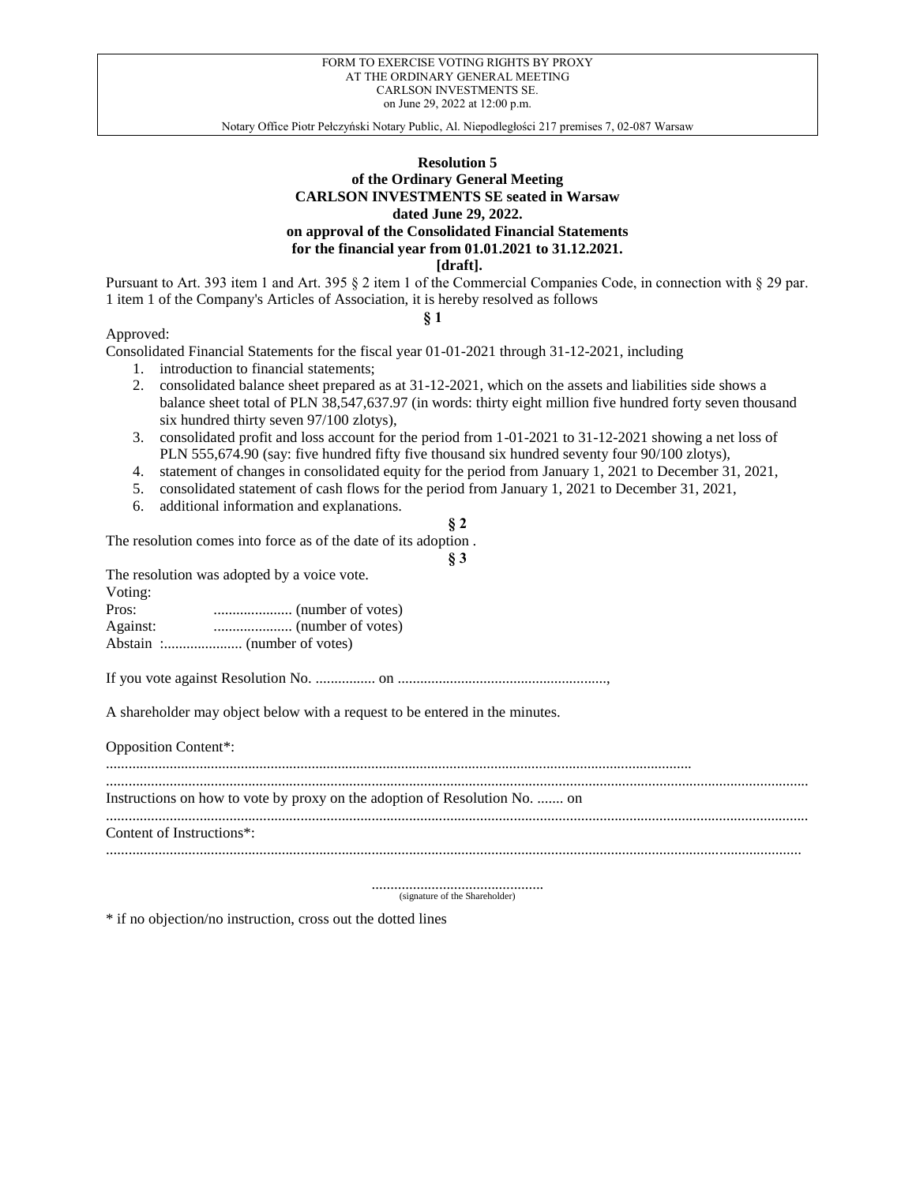FORM TO EXERCISE VOTING RIGHTS BY PROXY
AT THE ORDINARY GENERAL MEETING
CARLSON INVESTMENTS SE.
on June 29, 2022 at 12:00 p.m.

Notary Office Piotr Pełczyński Notary Public, Al. Niepodległości 217 premises 7, 02-087 Warsaw

**Resolution 5**
**of the Ordinary General Meeting**
**CARLSON INVESTMENTS SE seated in Warsaw**
**dated June 29, 2022.**
**on approval of the Consolidated Financial Statements**
**for the financial year from 01.01.2021 to 31.12.2021.**
**[draft].**

Pursuant to Art. 393 item 1 and Art. 395 § 2 item 1 of the Commercial Companies Code, in connection with § 29 par. 1 item 1 of the Company's Articles of Association, it is hereby resolved as follows

**§ 1**

Approved:
Consolidated Financial Statements for the fiscal year 01-01-2021 through 31-12-2021, including

1. introduction to financial statements;
2. consolidated balance sheet prepared as at 31-12-2021, which on the assets and liabilities side shows a balance sheet total of PLN 38,547,637.97 (in words: thirty eight million five hundred forty seven thousand six hundred thirty seven 97/100 zlotys),
3. consolidated profit and loss account for the period from 1-01-2021 to 31-12-2021 showing a net loss of PLN 555,674.90 (say: five hundred fifty five thousand six hundred seventy four 90/100 zlotys),
4. statement of changes in consolidated equity for the period from January 1, 2021 to December 31, 2021,
5. consolidated statement of cash flows for the period from January 1, 2021 to December 31, 2021,
6. additional information and explanations.

**§ 2**

The resolution comes into force as of the date of its adoption .

**§ 3**

The resolution was adopted by a voice vote.
Voting:
Pros: ..................... (number of votes)
Against: ..................... (number of votes)
Abstain :..................... (number of votes)

If you vote against Resolution No. ................ on ........................................................,

A shareholder may object below with a request to be entered in the minutes.

Opposition Content*:
.........................................................................................................................................................
.........................................................................................................................................................
Instructions on how to vote by proxy on the adoption of Resolution No. ....... on
.........................................................................................................................................................
Content of Instructions*:
.........................................................................................................................................................

..............................................
(signature of the Shareholder)

\* if no objection/no instruction, cross out the dotted lines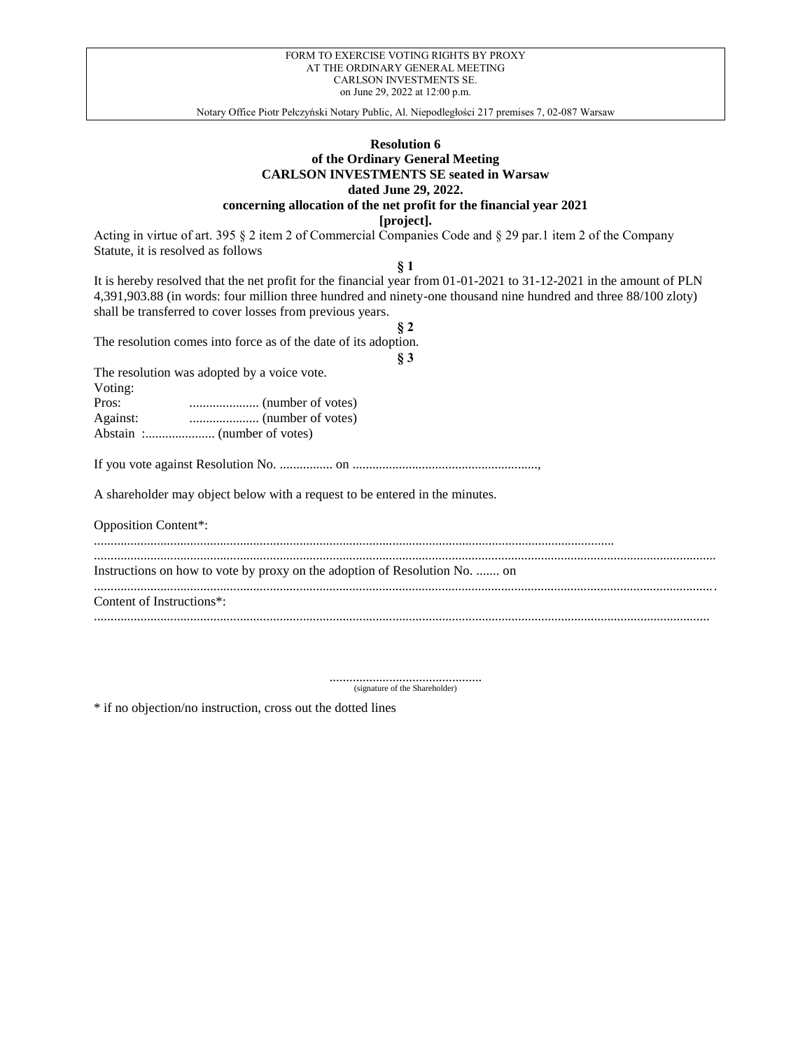FORM TO EXERCISE VOTING RIGHTS BY PROXY
AT THE ORDINARY GENERAL MEETING
CARLSON INVESTMENTS SE.
on June 29, 2022 at 12:00 p.m.

Notary Office Piotr Pełczyński Notary Public, Al. Niepodległości 217 premises 7, 02-087 Warsaw

**Resolution 6**
**of the Ordinary General Meeting**
**CARLSON INVESTMENTS SE seated in Warsaw**
**dated June 29, 2022.**
**concerning allocation of the net profit for the financial year 2021**
**[project].**

Acting in virtue of art. 395 § 2 item 2 of Commercial Companies Code and § 29 par.1 item 2 of the Company Statute, it is resolved as follows

**§ 1**

It is hereby resolved that the net profit for the financial year from 01-01-2021 to 31-12-2021 in the amount of PLN 4,391,903.88 (in words: four million three hundred and ninety-one thousand nine hundred and three 88/100 zloty) shall be transferred to cover losses from previous years.

**§ 2**

The resolution comes into force as of the date of its adoption.

**§ 3**

The resolution was adopted by a voice vote.

Voting:

Pros: ..................... (number of votes)

Against: ..................... (number of votes)

Abstain :..................... (number of votes)

If you vote against Resolution No. ................ on ........................................................,

A shareholder may object below with a request to be entered in the minutes.

Opposition Content*:

..........................................................................................................................................................

..........................................................................................................................................................................

Instructions on how to vote by proxy on the adoption of Resolution No. ....... on

..........................................................................................................................................................................

Content of Instructions*:

..........................................................................................................................................................................

..............................................
(signature of the Shareholder)

* if no objection/no instruction, cross out the dotted lines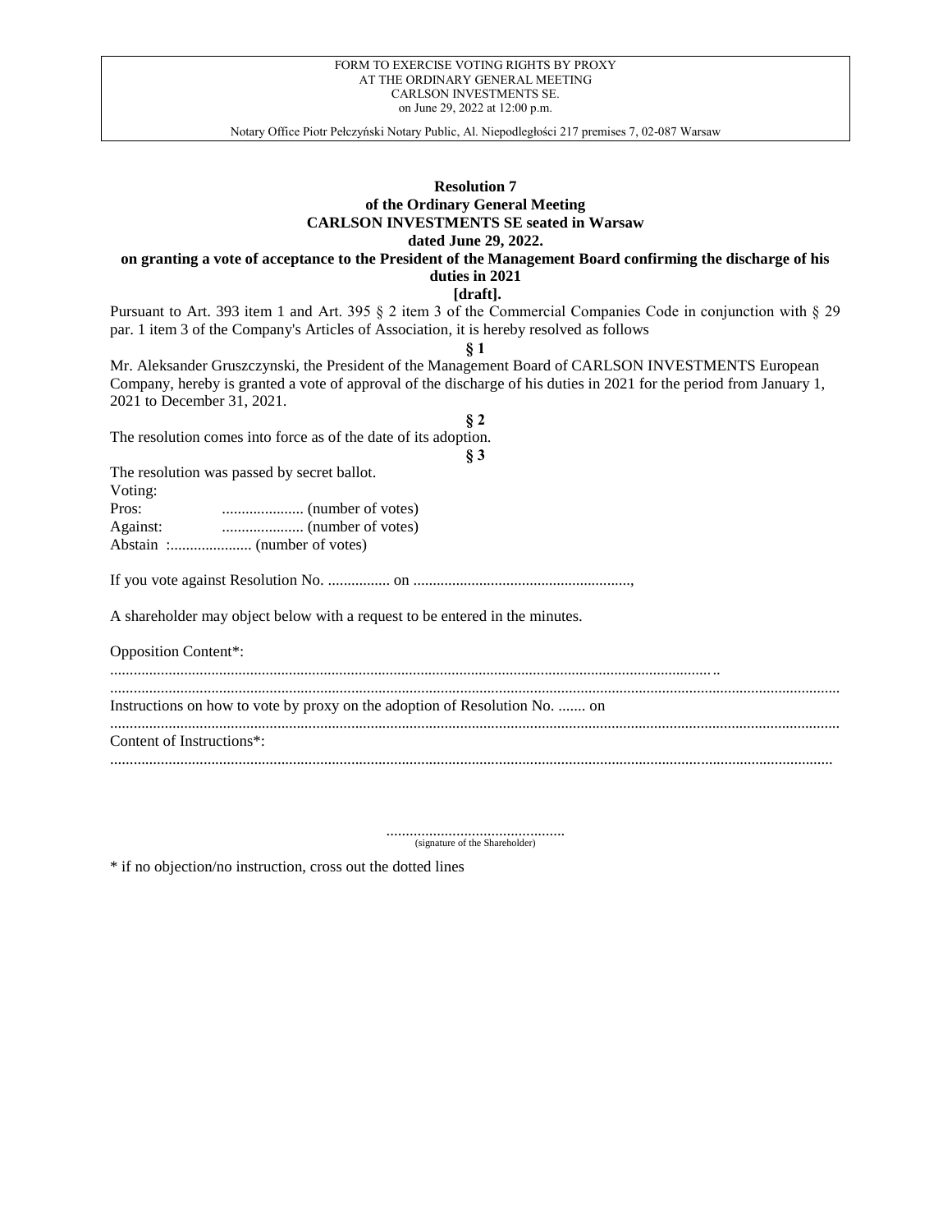FORM TO EXERCISE VOTING RIGHTS BY PROXY
AT THE ORDINARY GENERAL MEETING
CARLSON INVESTMENTS SE.
on June 29, 2022 at 12:00 p.m.

Notary Office Piotr Pełczyński Notary Public, Al. Niepodległości 217 premises 7, 02-087 Warsaw

**Resolution 7**
**of the Ordinary General Meeting**
**CARLSON INVESTMENTS SE seated in Warsaw**
**dated June 29, 2022.**
**on granting a vote of acceptance to the President of the Management Board confirming the discharge of his duties in 2021**
**[draft].**

Pursuant to Art. 393 item 1 and Art. 395 § 2 item 3 of the Commercial Companies Code in conjunction with § 29 par. 1 item 3 of the Company's Articles of Association, it is hereby resolved as follows

**§ 1**

Mr. Aleksander Gruszczynski, the President of the Management Board of CARLSON INVESTMENTS European Company, hereby is granted a vote of approval of the discharge of his duties in 2021 for the period from January 1, 2021 to December 31, 2021.

**§ 2**

The resolution comes into force as of the date of its adoption.

**§ 3**

The resolution was passed by secret ballot.

Voting:

Pros: ..................... (number of votes)

Against: ..................... (number of votes)

Abstain :..................... (number of votes)

If you vote against Resolution No. ................ on ........................................................,

A shareholder may object below with a request to be entered in the minutes.

Opposition Content*:

..............................................................................................................................................

..............................................................................................................................................

Instructions on how to vote by proxy on the adoption of Resolution No. ....... on

..............................................................................................................................................

Content of Instructions*:

..............................................................................................................................................

..............................................
(signature of the Shareholder)

* if no objection/no instruction, cross out the dotted lines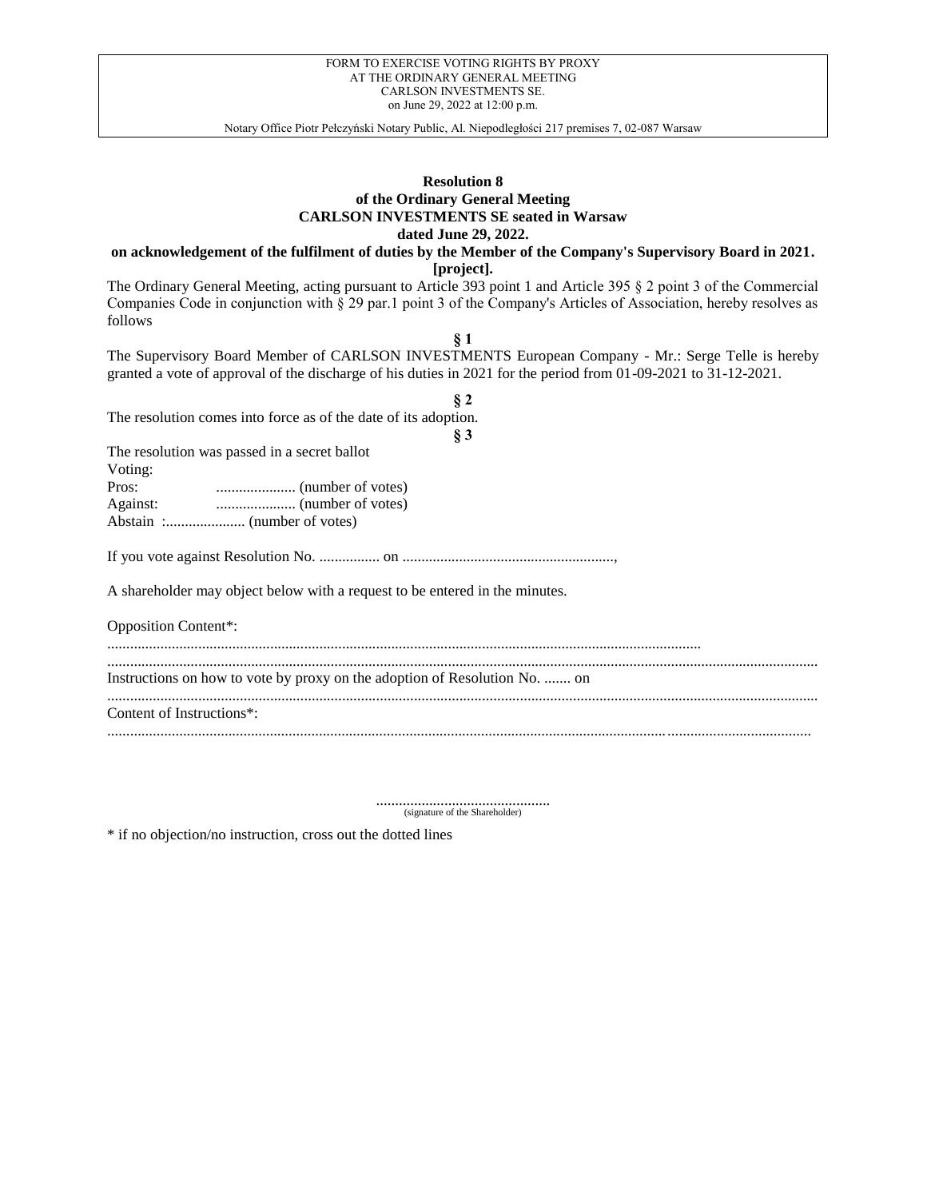FORM TO EXERCISE VOTING RIGHTS BY PROXY
AT THE ORDINARY GENERAL MEETING
CARLSON INVESTMENTS SE.
on June 29, 2022 at 12:00 p.m.

Notary Office Piotr Pełczyński Notary Public, Al. Niepodległości 217 premises 7, 02-087 Warsaw

**Resolution 8**
**of the Ordinary General Meeting**
**CARLSON INVESTMENTS SE seated in Warsaw**
**dated June 29, 2022.**
**on acknowledgement of the fulfilment of duties by the Member of the Company's Supervisory Board in 2021.**
**[project].**

The Ordinary General Meeting, acting pursuant to Article 393 point 1 and Article 395 § 2 point 3 of the Commercial Companies Code in conjunction with § 29 par.1 point 3 of the Company's Articles of Association, hereby resolves as follows

**§ 1**

The Supervisory Board Member of CARLSON INVESTMENTS European Company - Mr.: Serge Telle is hereby granted a vote of approval of the discharge of his duties in 2021 for the period from 01-09-2021 to 31-12-2021.

**§ 2**

The resolution comes into force as of the date of its adoption.

**§ 3**

The resolution was passed in a secret ballot
Voting:
Pros: ..................... (number of votes)
Against: ..................... (number of votes)
Abstain :..................... (number of votes)

If you vote against Resolution No. ................ on ........................................................,

A shareholder may object below with a request to be entered in the minutes.

Opposition Content*:
...........................................................................................................................................................
...........................................................................................................................................................................

Instructions on how to vote by proxy on the adoption of Resolution No. ....... on
...........................................................................................................................................................................

Content of Instructions*:
..........................................................................................................................................................................

..............................................
(signature of the Shareholder)

* if no objection/no instruction, cross out the dotted lines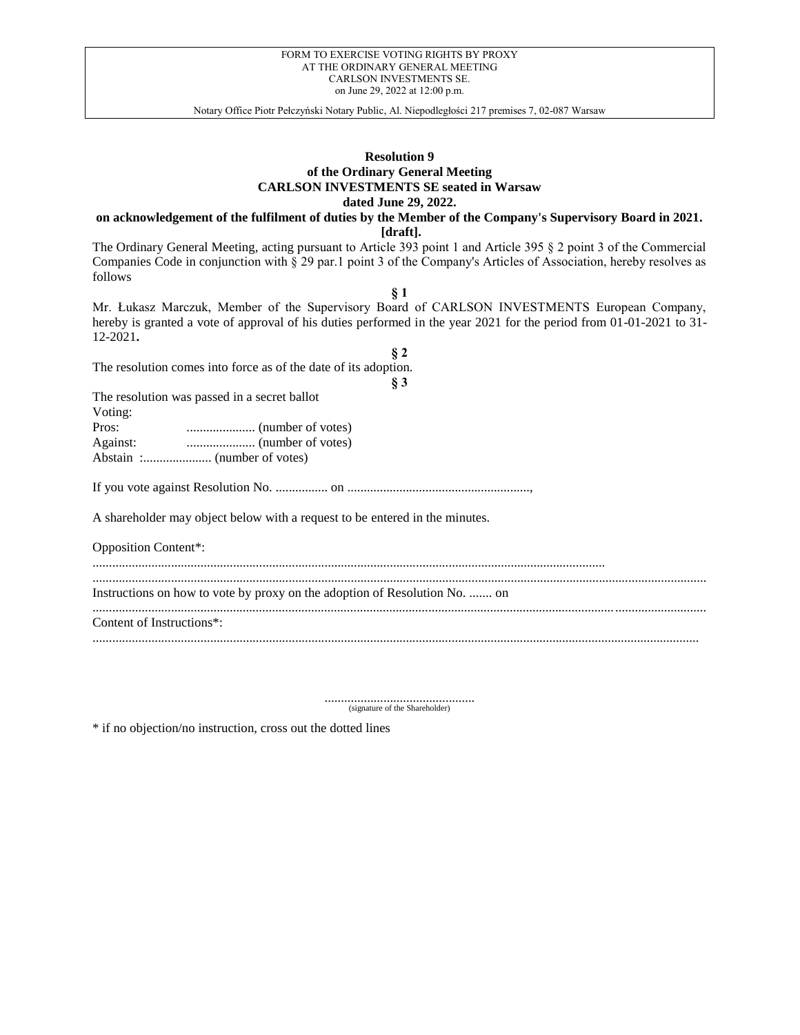FORM TO EXERCISE VOTING RIGHTS BY PROXY
AT THE ORDINARY GENERAL MEETING
CARLSON INVESTMENTS SE.
on June 29, 2022 at 12:00 p.m.

Notary Office Piotr Pełczyński Notary Public, Al. Niepodległości 217 premises 7, 02-087 Warsaw

**Resolution 9**
**of the Ordinary General Meeting**
**CARLSON INVESTMENTS SE seated in Warsaw**
**dated June 29, 2022.**
**on acknowledgement of the fulfilment of duties by the Member of the Company's Supervisory Board in 2021.**
**[draft].**

The Ordinary General Meeting, acting pursuant to Article 393 point 1 and Article 395 § 2 point 3 of the Commercial Companies Code in conjunction with § 29 par.1 point 3 of the Company's Articles of Association, hereby resolves as follows

**§ 1**

Mr. Łukasz Marczuk, Member of the Supervisory Board of CARLSON INVESTMENTS European Company, hereby is granted a vote of approval of his duties performed in the year 2021 for the period from 01-01-2021 to 31-12-2021**.**

**§ 2**

The resolution comes into force as of the date of its adoption.

**§ 3**

The resolution was passed in a secret ballot
Voting:
Pros: ..................... (number of votes)
Against: ..................... (number of votes)
Abstain :..................... (number of votes)

If you vote against Resolution No. ................ on ........................................................,

A shareholder may object below with a request to be entered in the minutes.

Opposition Content*:
..........................................................................................................................................................
..........................................................................................................................................................................
Instructions on how to vote by proxy on the adoption of Resolution No. ....... on
..........................................................................................................................................................................
Content of Instructions*:
..........................................................................................................................................................................

..............................................
(signature of the Shareholder)

\* if no objection/no instruction, cross out the dotted lines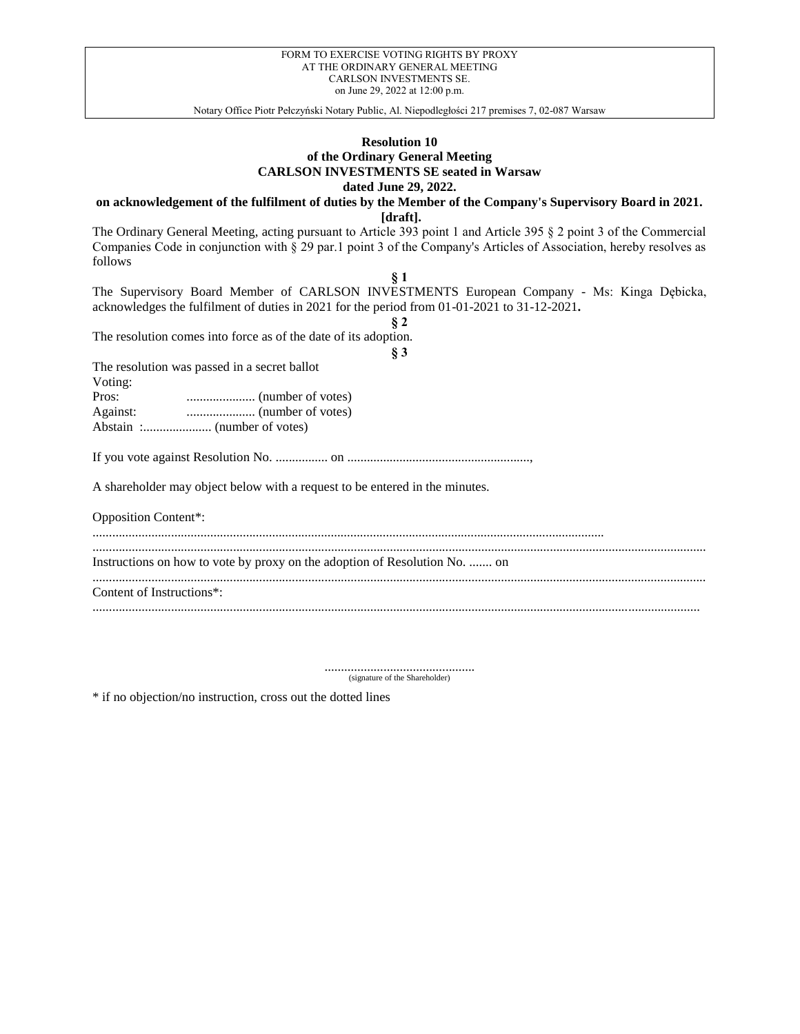FORM TO EXERCISE VOTING RIGHTS BY PROXY
AT THE ORDINARY GENERAL MEETING
CARLSON INVESTMENTS SE.
on June 29, 2022 at 12:00 p.m.

Notary Office Piotr Pełczyński Notary Public, Al. Niepodległości 217 premises 7, 02-087 Warsaw

**Resolution 10**
**of the Ordinary General Meeting**
**CARLSON INVESTMENTS SE seated in Warsaw**
**dated June 29, 2022.**
**on acknowledgement of the fulfilment of duties by the Member of the Company's Supervisory Board in 2021.**
**[draft].**

The Ordinary General Meeting, acting pursuant to Article 393 point 1 and Article 395 § 2 point 3 of the Commercial Companies Code in conjunction with § 29 par.1 point 3 of the Company's Articles of Association, hereby resolves as follows

**§ 1**

The Supervisory Board Member of CARLSON INVESTMENTS European Company - Ms: Kinga Dębicka, acknowledges the fulfilment of duties in 2021 for the period from 01-01-2021 to 31-12-2021**.**

**§ 2**

The resolution comes into force as of the date of its adoption.

**§ 3**

The resolution was passed in a secret ballot
Voting:
Pros: ..................... (number of votes)
Against: ..................... (number of votes)
Abstain :..................... (number of votes)

If you vote against Resolution No. ................ on ........................................................,

A shareholder may object below with a request to be entered in the minutes.

Opposition Content*:

..........................................................................................................................................................

.........................................................................................................................................................................

Instructions on how to vote by proxy on the adoption of Resolution No. ....... on

.........................................................................................................................................................................

Content of Instructions*:

.......................................................................................................................................................................

..............................................
(signature of the Shareholder)

\* if no objection/no instruction, cross out the dotted lines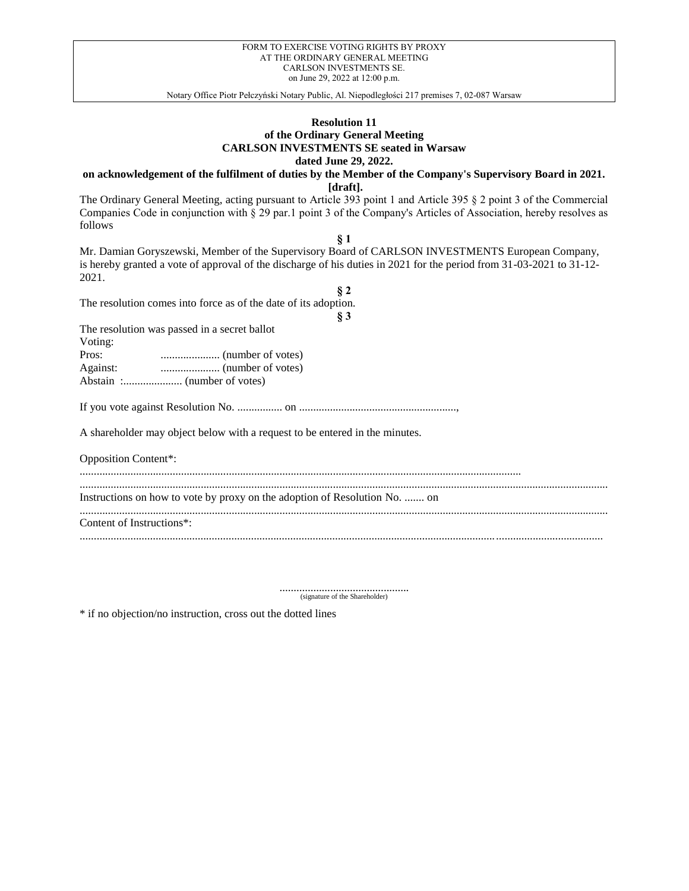FORM TO EXERCISE VOTING RIGHTS BY PROXY
AT THE ORDINARY GENERAL MEETING
CARLSON INVESTMENTS SE.
on June 29, 2022 at 12:00 p.m.

Notary Office Piotr Pełczyński Notary Public, Al. Niepodległości 217 premises 7, 02-087 Warsaw

**Resolution 11**
**of the Ordinary General Meeting**
**CARLSON INVESTMENTS SE seated in Warsaw**
**dated June 29, 2022.**
**on acknowledgement of the fulfilment of duties by the Member of the Company's Supervisory Board in 2021.**
**[draft].**

The Ordinary General Meeting, acting pursuant to Article 393 point 1 and Article 395 § 2 point 3 of the Commercial Companies Code in conjunction with § 29 par.1 point 3 of the Company's Articles of Association, hereby resolves as follows

**§ 1**

Mr. Damian Goryszewski, Member of the Supervisory Board of CARLSON INVESTMENTS European Company, is hereby granted a vote of approval of the discharge of his duties in 2021 for the period from 31-03-2021 to 31-12-2021.

**§ 2**

The resolution comes into force as of the date of its adoption.

**§ 3**

The resolution was passed in a secret ballot

Voting:

Pros: ..................... (number of votes)

Against: ..................... (number of votes)

Abstain :..................... (number of votes)

If you vote against Resolution No. ................ on ........................................................,

A shareholder may object below with a request to be entered in the minutes.

Opposition Content*:

...........................................................................................................................................................

...........................................................................................................................................................................

Instructions on how to vote by proxy on the adoption of Resolution No. ....... on

...........................................................................................................................................................................

Content of Instructions*:

...........................................................................................................................................................................

..............................................
(signature of the Shareholder)

\* if no objection/no instruction, cross out the dotted lines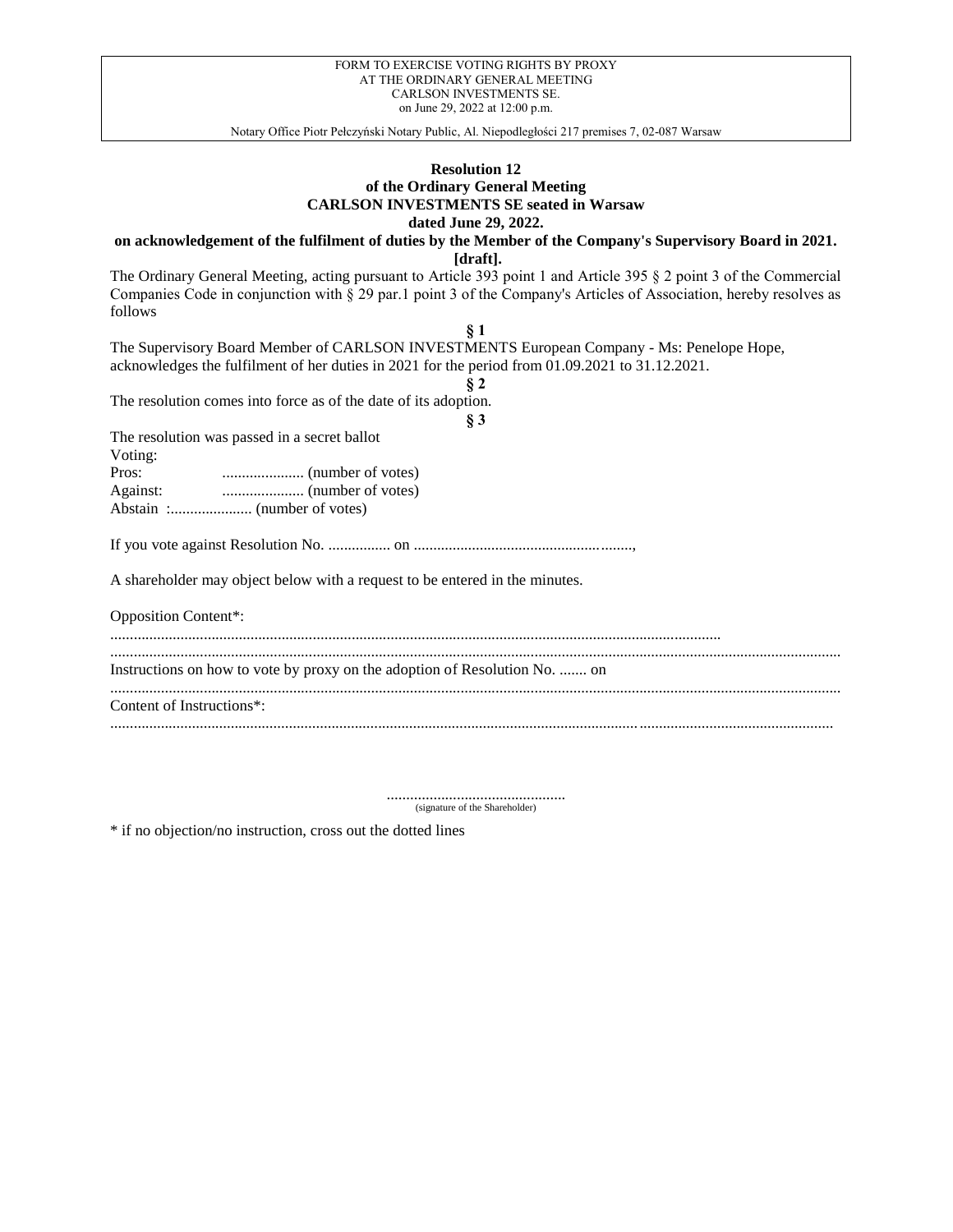FORM TO EXERCISE VOTING RIGHTS BY PROXY
AT THE ORDINARY GENERAL MEETING
CARLSON INVESTMENTS SE.
on June 29, 2022 at 12:00 p.m.

Notary Office Piotr Pełczyński Notary Public, Al. Niepodległości 217 premises 7, 02-087 Warsaw

**Resolution 12**
**of the Ordinary General Meeting**
**CARLSON INVESTMENTS SE seated in Warsaw**
**dated June 29, 2022.**
**on acknowledgement of the fulfilment of duties by the Member of the Company's Supervisory Board in 2021.**
**[draft].**

The Ordinary General Meeting, acting pursuant to Article 393 point 1 and Article 395 § 2 point 3 of the Commercial Companies Code in conjunction with § 29 par.1 point 3 of the Company's Articles of Association, hereby resolves as follows

**§ 1**

The Supervisory Board Member of CARLSON INVESTMENTS European Company - Ms: Penelope Hope, acknowledges the fulfilment of her duties in 2021 for the period from 01.09.2021 to 31.12.2021.

**§ 2**

The resolution comes into force as of the date of its adoption.

**§ 3**

The resolution was passed in a secret ballot
Voting:
Pros: ..................... (number of votes)
Against: ..................... (number of votes)
Abstain :..................... (number of votes)

If you vote against Resolution No. ................ on .........................................................,

A shareholder may object below with a request to be entered in the minutes.

Opposition Content*:
..........................................................................................................................................................
..........................................................................................................................................................................
Instructions on how to vote by proxy on the adoption of Resolution No. ....... on
..........................................................................................................................................................................
Content of Instructions*:
..........................................................................................................................................................................

..............................................
(signature of the Shareholder)

* if no objection/no instruction, cross out the dotted lines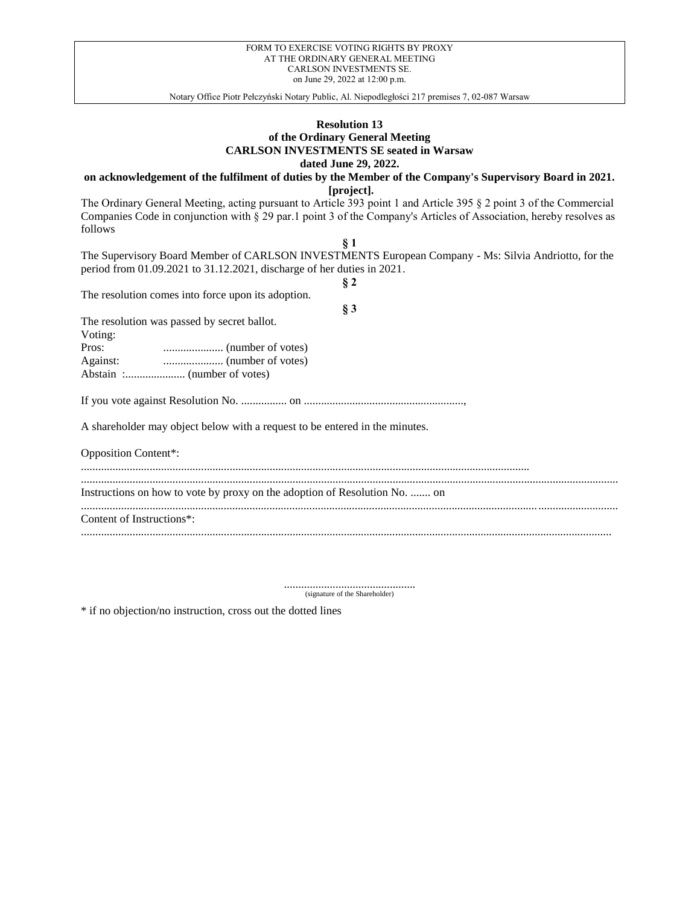FORM TO EXERCISE VOTING RIGHTS BY PROXY
AT THE ORDINARY GENERAL MEETING
CARLSON INVESTMENTS SE.
on June 29, 2022 at 12:00 p.m.

Notary Office Piotr Pełczyński Notary Public, Al. Niepodległości 217 premises 7, 02-087 Warsaw

**Resolution 13**
**of the Ordinary General Meeting**
**CARLSON INVESTMENTS SE seated in Warsaw**
**dated June 29, 2022.**
**on acknowledgement of the fulfilment of duties by the Member of the Company's Supervisory Board in 2021.**
**[project].**

The Ordinary General Meeting, acting pursuant to Article 393 point 1 and Article 395 § 2 point 3 of the Commercial Companies Code in conjunction with § 29 par.1 point 3 of the Company's Articles of Association, hereby resolves as follows

**§ 1**

The Supervisory Board Member of CARLSON INVESTMENTS European Company - Ms: Silvia Andriotto, for the period from 01.09.2021 to 31.12.2021, discharge of her duties in 2021.

**§ 2**

The resolution comes into force upon its adoption.

**§ 3**

The resolution was passed by secret ballot.

Voting:
Pros: ..................... (number of votes)
Against: ..................... (number of votes)
Abstain :..................... (number of votes)

If you vote against Resolution No. ................ on ........................................................,

A shareholder may object below with a request to be entered in the minutes.

Opposition Content*:
..........................................................................................................................................................
..........................................................................................................................................................
Instructions on how to vote by proxy on the adoption of Resolution No. ....... on
..........................................................................................................................................................
Content of Instructions*:
..........................................................................................................................................................

..............................................
(signature of the Shareholder)

* if no objection/no instruction, cross out the dotted lines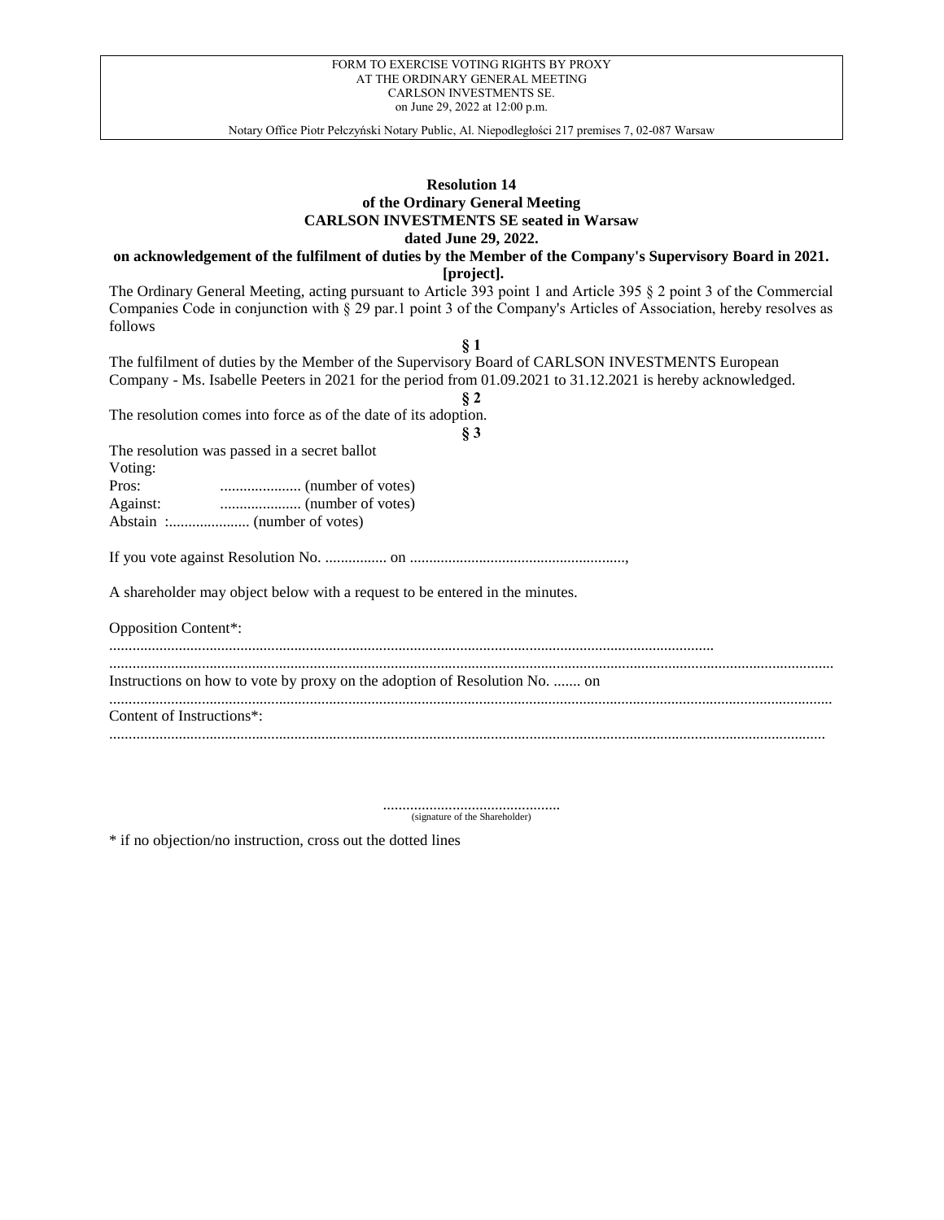FORM TO EXERCISE VOTING RIGHTS BY PROXY
AT THE ORDINARY GENERAL MEETING
CARLSON INVESTMENTS SE.
on June 29, 2022 at 12:00 p.m.

Notary Office Piotr Pełczyński Notary Public, Al. Niepodległości 217 premises 7, 02-087 Warsaw

**Resolution 14**
**of the Ordinary General Meeting**
**CARLSON INVESTMENTS SE seated in Warsaw**
**dated June 29, 2022.**
**on acknowledgement of the fulfilment of duties by the Member of the Company's Supervisory Board in 2021.**
**[project].**

The Ordinary General Meeting, acting pursuant to Article 393 point 1 and Article 395 § 2 point 3 of the Commercial Companies Code in conjunction with § 29 par.1 point 3 of the Company's Articles of Association, hereby resolves as follows

**§ 1**

The fulfilment of duties by the Member of the Supervisory Board of CARLSON INVESTMENTS European Company - Ms. Isabelle Peeters in 2021 for the period from 01.09.2021 to 31.12.2021 is hereby acknowledged.

**§ 2**

The resolution comes into force as of the date of its adoption.

**§ 3**

The resolution was passed in a secret ballot

Voting:

Pros: ..................... (number of votes)

Against: ..................... (number of votes)

Abstain :..................... (number of votes)

If you vote against Resolution No. ................ on ........................................................,

A shareholder may object below with a request to be entered in the minutes.

Opposition Content*:

...........................................................................................................................................................

...........................................................................................................................................................

Instructions on how to vote by proxy on the adoption of Resolution No. ....... on

...........................................................................................................................................................

Content of Instructions*:

...........................................................................................................................................................

..............................................
(signature of the Shareholder)

* if no objection/no instruction, cross out the dotted lines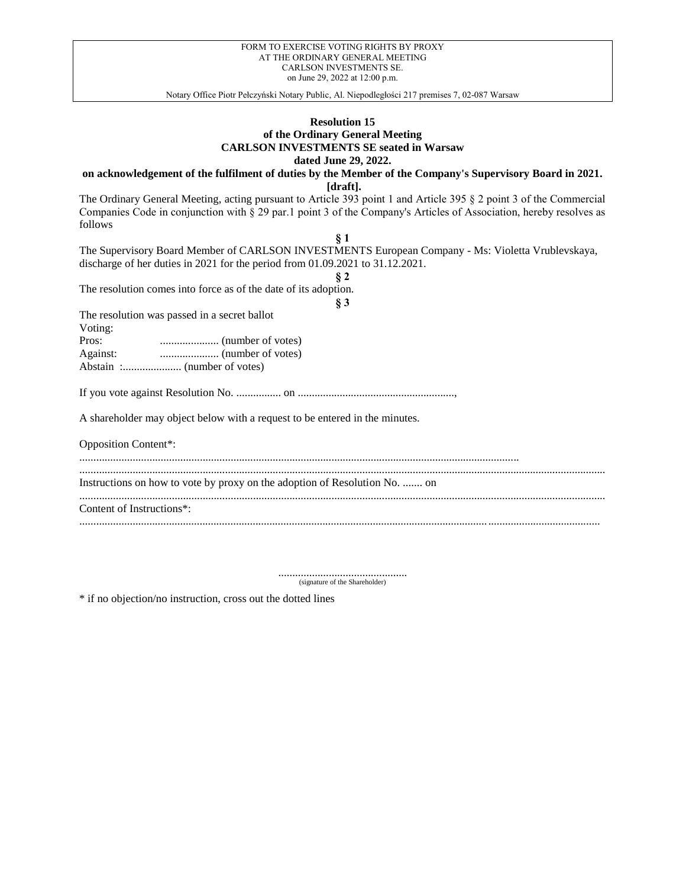FORM TO EXERCISE VOTING RIGHTS BY PROXY
AT THE ORDINARY GENERAL MEETING
CARLSON INVESTMENTS SE.
on June 29, 2022 at 12:00 p.m.

Notary Office Piotr Pełczyński Notary Public, Al. Niepodległości 217 premises 7, 02-087 Warsaw

**Resolution 15**
**of the Ordinary General Meeting**
**CARLSON INVESTMENTS SE seated in Warsaw**
**dated June 29, 2022.**
**on acknowledgement of the fulfilment of duties by the Member of the Company's Supervisory Board in 2021.**
**[draft].**

The Ordinary General Meeting, acting pursuant to Article 393 point 1 and Article 395 § 2 point 3 of the Commercial Companies Code in conjunction with § 29 par.1 point 3 of the Company's Articles of Association, hereby resolves as follows

**§ 1**

The Supervisory Board Member of CARLSON INVESTMENTS European Company - Ms: Violetta Vrublevskaya, discharge of her duties in 2021 for the period from 01.09.2021 to 31.12.2021.

**§ 2**

The resolution comes into force as of the date of its adoption.

**§ 3**

The resolution was passed in a secret ballot
Voting:
Pros: ..................... (number of votes)
Against: ..................... (number of votes)
Abstain :..................... (number of votes)

If you vote against Resolution No. ................ on .........................................................,

A shareholder may object below with a request to be entered in the minutes.

Opposition Content*:
.........................................................................................................................................................
.........................................................................................................................................................................
Instructions on how to vote by proxy on the adoption of Resolution No. ....... on
.........................................................................................................................................................................
Content of Instructions*:
.......................................................................................................................................................................

..............................................
(signature of the Shareholder)

* if no objection/no instruction, cross out the dotted lines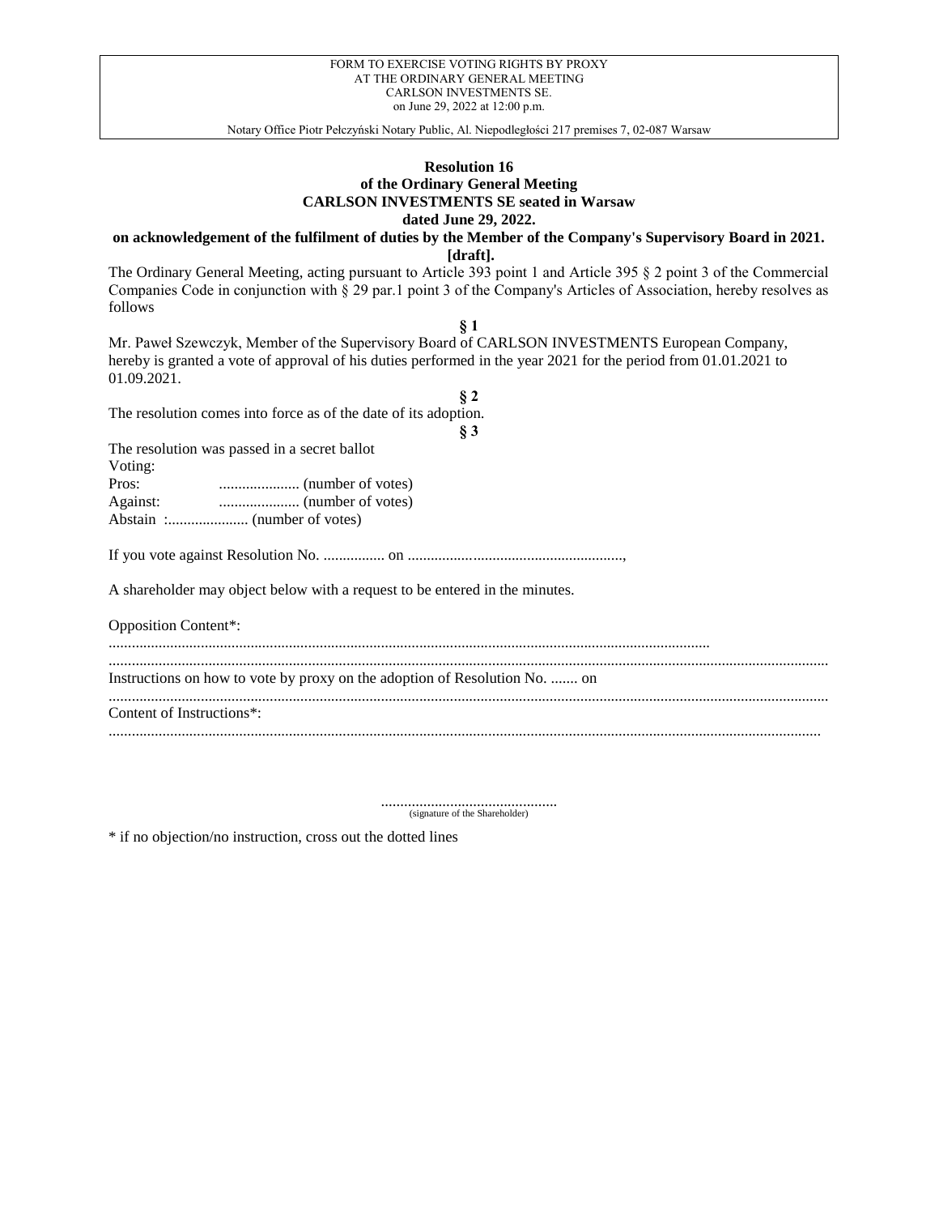FORM TO EXERCISE VOTING RIGHTS BY PROXY
AT THE ORDINARY GENERAL MEETING
CARLSON INVESTMENTS SE.
on June 29, 2022 at 12:00 p.m.

Notary Office Piotr Pełczyński Notary Public, Al. Niepodległości 217 premises 7, 02-087 Warsaw

**Resolution 16**
**of the Ordinary General Meeting**
**CARLSON INVESTMENTS SE seated in Warsaw**
**dated June 29, 2022.**
**on acknowledgement of the fulfilment of duties by the Member of the Company's Supervisory Board in 2021.**
**[draft].**

The Ordinary General Meeting, acting pursuant to Article 393 point 1 and Article 395 § 2 point 3 of the Commercial Companies Code in conjunction with § 29 par.1 point 3 of the Company's Articles of Association, hereby resolves as follows

**§ 1**

Mr. Paweł Szewczyk, Member of the Supervisory Board of CARLSON INVESTMENTS European Company, hereby is granted a vote of approval of his duties performed in the year 2021 for the period from 01.01.2021 to 01.09.2021.

**§ 2**

The resolution comes into force as of the date of its adoption.

**§ 3**

The resolution was passed in a secret ballot

Voting:

Pros: ..................... (number of votes)

Against: ..................... (number of votes)

Abstain :..................... (number of votes)

If you vote against Resolution No. ................ on .........................................................,

A shareholder may object below with a request to be entered in the minutes.

Opposition Content*:

.............................................................................................................................................................

.............................................................................................................................................................

Instructions on how to vote by proxy on the adoption of Resolution No. ....... on

.............................................................................................................................................................

Content of Instructions*:

.............................................................................................................................................................

..............................................
(signature of the Shareholder)

* if no objection/no instruction, cross out the dotted lines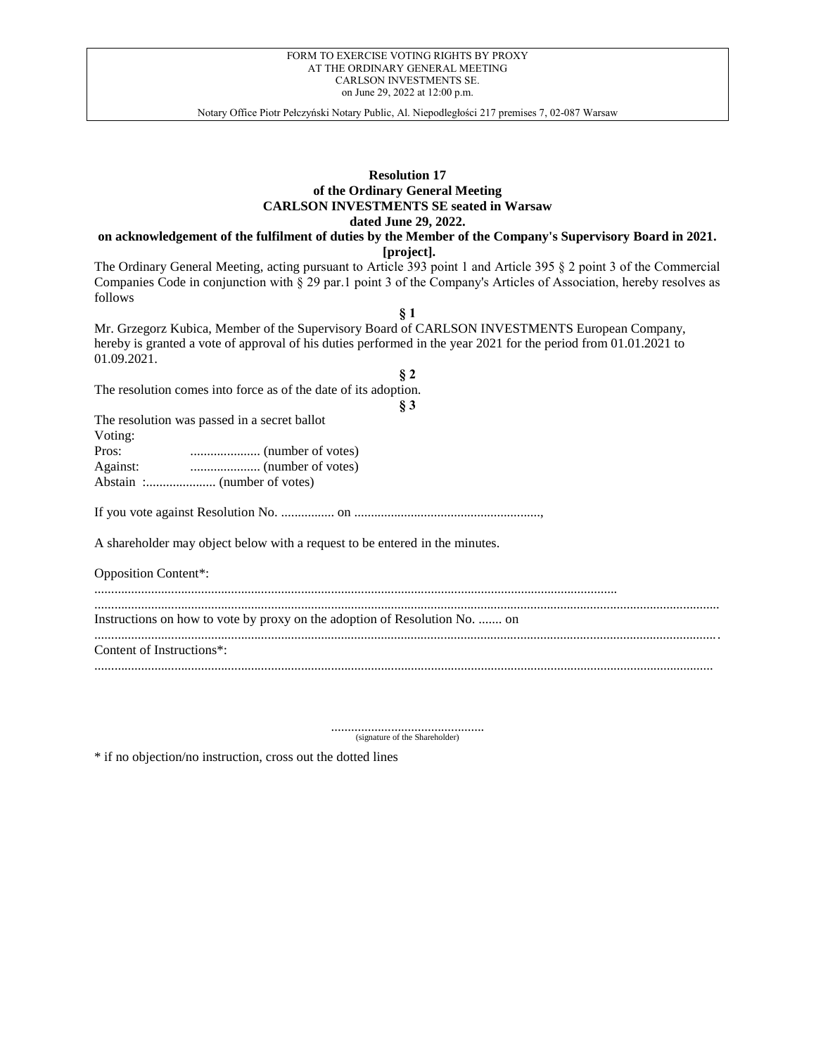FORM TO EXERCISE VOTING RIGHTS BY PROXY
AT THE ORDINARY GENERAL MEETING
CARLSON INVESTMENTS SE.
on June 29, 2022 at 12:00 p.m.

Notary Office Piotr Pełczyński Notary Public, Al. Niepodległości 217 premises 7, 02-087 Warsaw

**Resolution 17**
**of the Ordinary General Meeting**
**CARLSON INVESTMENTS SE seated in Warsaw**
**dated June 29, 2022.**
**on acknowledgement of the fulfilment of duties by the Member of the Company's Supervisory Board in 2021.**
**[project].**

The Ordinary General Meeting, acting pursuant to Article 393 point 1 and Article 395 § 2 point 3 of the Commercial Companies Code in conjunction with § 29 par.1 point 3 of the Company's Articles of Association, hereby resolves as follows

**§ 1**

Mr. Grzegorz Kubica, Member of the Supervisory Board of CARLSON INVESTMENTS European Company, hereby is granted a vote of approval of his duties performed in the year 2021 for the period from 01.01.2021 to 01.09.2021.

**§ 2**

The resolution comes into force as of the date of its adoption.

**§ 3**

The resolution was passed in a secret ballot

Voting:

Pros: ..................... (number of votes)

Against: ..................... (number of votes)

Abstain :..................... (number of votes)

If you vote against Resolution No. ................ on ........................................................,

A shareholder may object below with a request to be entered in the minutes.

Opposition Content*:

...........................................................................................................................................

...........................................................................................................................................................................

Instructions on how to vote by proxy on the adoption of Resolution No. ....... on

...........................................................................................................................................................................

Content of Instructions*:

...........................................................................................................................................................................

..............................................
(signature of the Shareholder)

\* if no objection/no instruction, cross out the dotted lines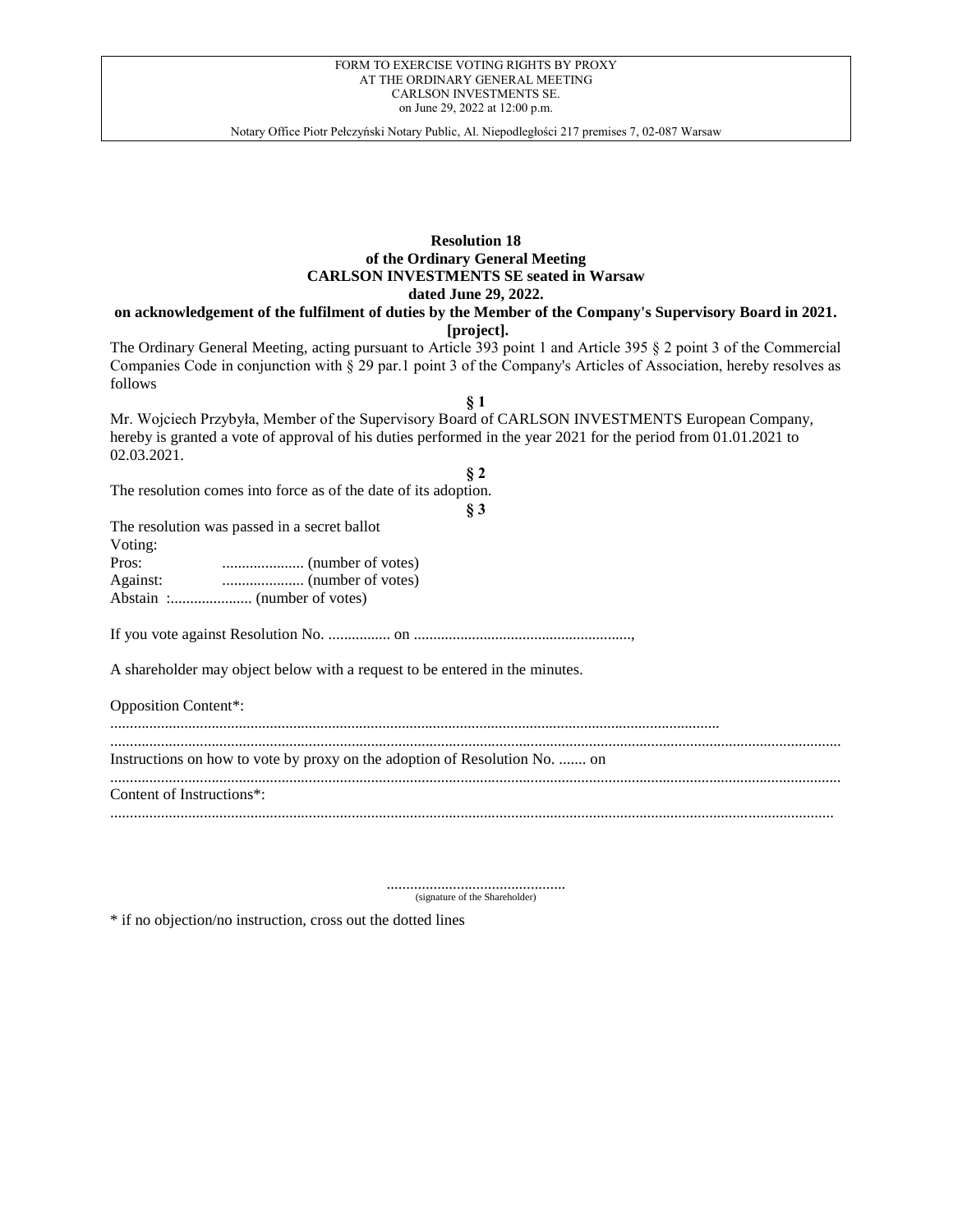FORM TO EXERCISE VOTING RIGHTS BY PROXY
AT THE ORDINARY GENERAL MEETING
CARLSON INVESTMENTS SE.
on June 29, 2022 at 12:00 p.m.

Notary Office Piotr Pełczyński Notary Public, Al. Niepodległości 217 premises 7, 02-087 Warsaw

**Resolution 18**
**of the Ordinary General Meeting**
**CARLSON INVESTMENTS SE seated in Warsaw**
**dated June 29, 2022.**
**on acknowledgement of the fulfilment of duties by the Member of the Company's Supervisory Board in 2021.**
**[project].**

The Ordinary General Meeting, acting pursuant to Article 393 point 1 and Article 395 § 2 point 3 of the Commercial Companies Code in conjunction with § 29 par.1 point 3 of the Company's Articles of Association, hereby resolves as follows

**§ 1**

Mr. Wojciech Przybyła, Member of the Supervisory Board of CARLSON INVESTMENTS European Company, hereby is granted a vote of approval of his duties performed in the year 2021 for the period from 01.01.2021 to 02.03.2021.

**§ 2**

The resolution comes into force as of the date of its adoption.

**§ 3**

The resolution was passed in a secret ballot

Voting:

Pros: ..................... (number of votes)

Against: ..................... (number of votes)

Abstain :..................... (number of votes)

If you vote against Resolution No. ................ on ........................................................,

A shareholder may object below with a request to be entered in the minutes.

Opposition Content*:

..........................................................................................................................................

..........................................................................................................................................

Instructions on how to vote by proxy on the adoption of Resolution No. ....... on

..........................................................................................................................................

Content of Instructions*:

..........................................................................................................................................

..............................................
(signature of the Shareholder)

\* if no objection/no instruction, cross out the dotted lines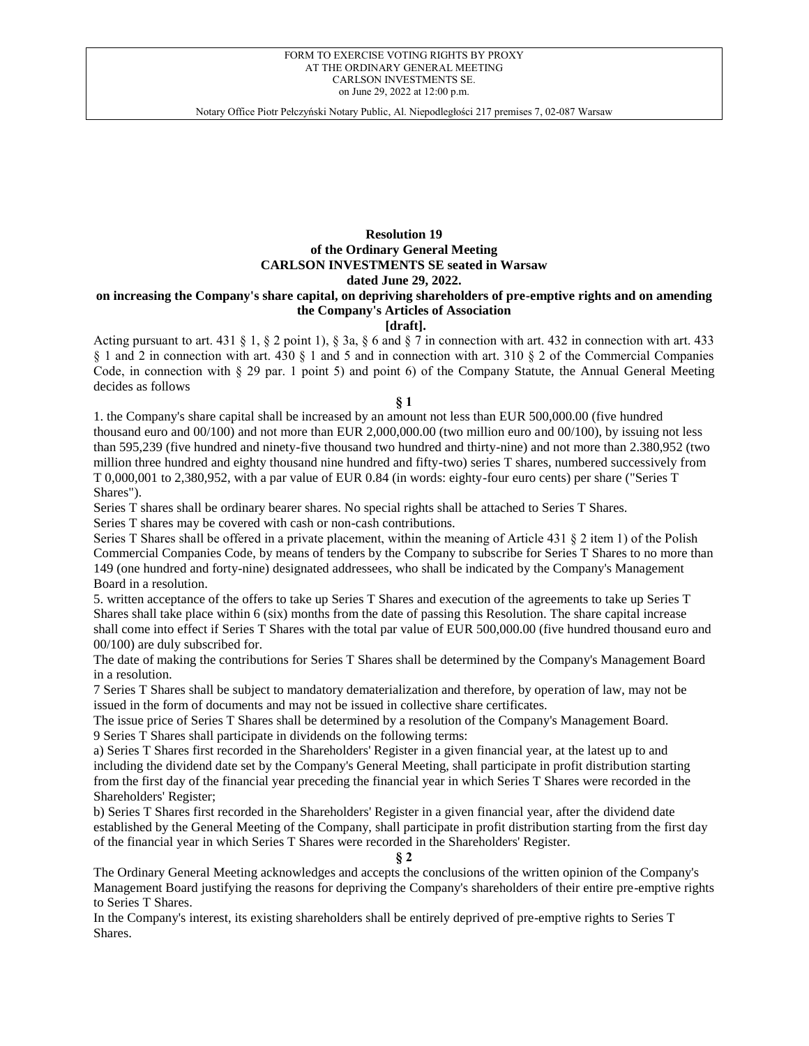**Resolution 19**
**of the Ordinary General Meeting**
**CARLSON INVESTMENTS SE seated in Warsaw**
**dated June 29, 2022.**
**on increasing the Company's share capital, on depriving shareholders of pre-emptive rights and on amending the Company's Articles of Association**
**[draft].**

Acting pursuant to art. 431 § 1, § 2 point 1), § 3a, § 6 and § 7 in connection with art. 432 in connection with art. 433 § 1 and 2 in connection with art. 430 § 1 and 5 and in connection with art. 310 § 2 of the Commercial Companies Code, in connection with § 29 par. 1 point 5) and point 6) of the Company Statute, the Annual General Meeting decides as follows

**§ 1**

1. the Company's share capital shall be increased by an amount not less than EUR 500,000.00 (five hundred thousand euro and 00/100) and not more than EUR 2,000,000.00 (two million euro and 00/100), by issuing not less than 595,239 (five hundred and ninety-five thousand two hundred and thirty-nine) and not more than 2.380,952 (two million three hundred and eighty thousand nine hundred and fifty-two) series T shares, numbered successively from T 0,000,001 to 2,380,952, with a par value of EUR 0.84 (in words: eighty-four euro cents) per share ("Series T Shares").

Series T shares shall be ordinary bearer shares. No special rights shall be attached to Series T Shares.

Series T shares may be covered with cash or non-cash contributions.

Series T Shares shall be offered in a private placement, within the meaning of Article 431 § 2 item 1) of the Polish Commercial Companies Code, by means of tenders by the Company to subscribe for Series T Shares to no more than 149 (one hundred and forty-nine) designated addressees, who shall be indicated by the Company's Management Board in a resolution.

5. written acceptance of the offers to take up Series T Shares and execution of the agreements to take up Series T Shares shall take place within 6 (six) months from the date of passing this Resolution. The share capital increase shall come into effect if Series T Shares with the total par value of EUR 500,000.00 (five hundred thousand euro and 00/100) are duly subscribed for.

The date of making the contributions for Series T Shares shall be determined by the Company's Management Board in a resolution.

7 Series T Shares shall be subject to mandatory dematerialization and therefore, by operation of law, may not be issued in the form of documents and may not be issued in collective share certificates.

The issue price of Series T Shares shall be determined by a resolution of the Company's Management Board.

9 Series T Shares shall participate in dividends on the following terms:

a) Series T Shares first recorded in the Shareholders' Register in a given financial year, at the latest up to and including the dividend date set by the Company's General Meeting, shall participate in profit distribution starting from the first day of the financial year preceding the financial year in which Series T Shares were recorded in the Shareholders' Register;

b) Series T Shares first recorded in the Shareholders' Register in a given financial year, after the dividend date established by the General Meeting of the Company, shall participate in profit distribution starting from the first day of the financial year in which Series T Shares were recorded in the Shareholders' Register.

**§ 2**

The Ordinary General Meeting acknowledges and accepts the conclusions of the written opinion of the Company's Management Board justifying the reasons for depriving the Company's shareholders of their entire pre-emptive rights to Series T Shares.

In the Company's interest, its existing shareholders shall be entirely deprived of pre-emptive rights to Series T Shares.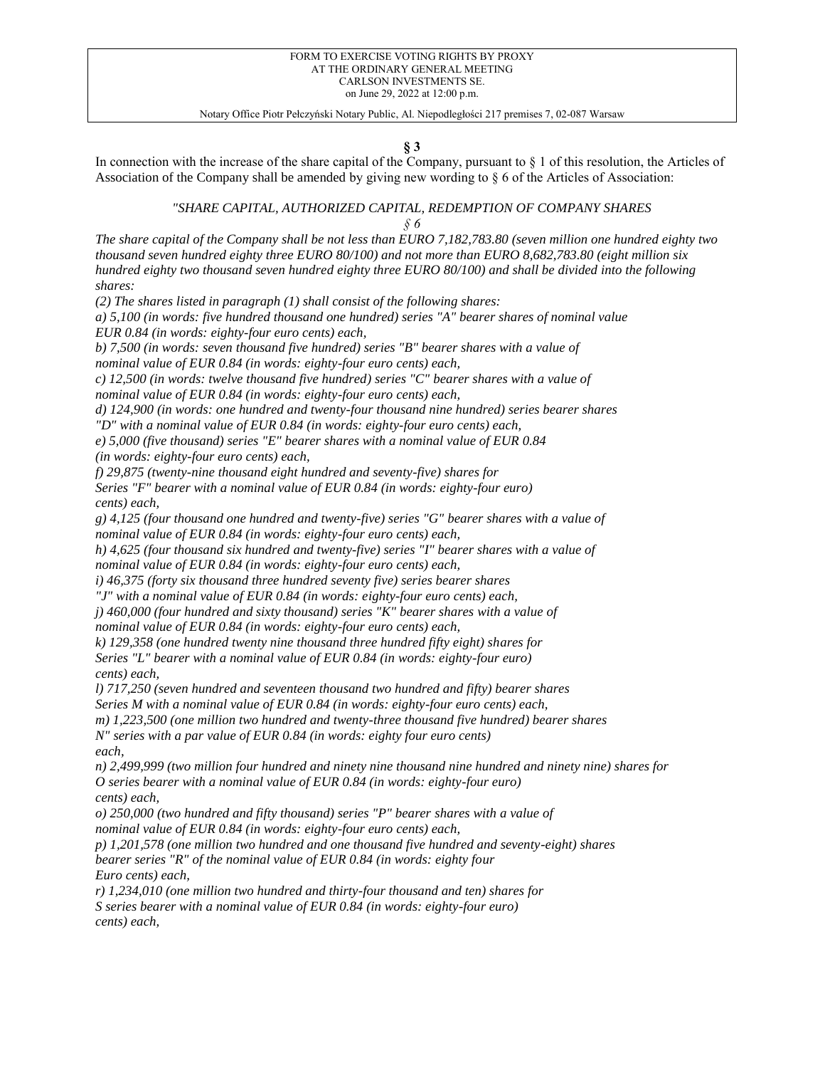**§ 3**

In connection with the increase of the share capital of the Company, pursuant to § 1 of this resolution, the Articles of Association of the Company shall be amended by giving new wording to § 6 of the Articles of Association:

*"SHARE CAPITAL, AUTHORIZED CAPITAL, REDEMPTION OF COMPANY SHARES*

*§ 6*

*The share capital of the Company shall be not less than EURO 7,182,783.80 (seven million one hundred eighty two thousand seven hundred eighty three EURO 80/100) and not more than EURO 8,682,783.80 (eight million six hundred eighty two thousand seven hundred eighty three EURO 80/100) and shall be divided into the following shares:*

*(2) The shares listed in paragraph (1) shall consist of the following shares:*

*a) 5,100 (in words: five hundred thousand one hundred) series "A" bearer shares of nominal value EUR 0.84 (in words: eighty-four euro cents) each,*

*b) 7,500 (in words: seven thousand five hundred) series "B" bearer shares with a value of nominal value of EUR 0.84 (in words: eighty-four euro cents) each,*

*c) 12,500 (in words: twelve thousand five hundred) series "C" bearer shares with a value of nominal value of EUR 0.84 (in words: eighty-four euro cents) each,*

*d) 124,900 (in words: one hundred and twenty-four thousand nine hundred) series bearer shares "D" with a nominal value of EUR 0.84 (in words: eighty-four euro cents) each,*

*e) 5,000 (five thousand) series "E" bearer shares with a nominal value of EUR 0.84 (in words: eighty-four euro cents) each,*

*f) 29,875 (twenty-nine thousand eight hundred and seventy-five) shares for Series "F" bearer with a nominal value of EUR 0.84 (in words: eighty-four euro) cents) each,*

*g) 4,125 (four thousand one hundred and twenty-five) series "G" bearer shares with a value of nominal value of EUR 0.84 (in words: eighty-four euro cents) each,*

*h) 4,625 (four thousand six hundred and twenty-five) series "I" bearer shares with a value of nominal value of EUR 0.84 (in words: eighty-four euro cents) each,*

*i) 46,375 (forty six thousand three hundred seventy five) series bearer shares "J" with a nominal value of EUR 0.84 (in words: eighty-four euro cents) each,*

*j) 460,000 (four hundred and sixty thousand) series "K" bearer shares with a value of nominal value of EUR 0.84 (in words: eighty-four euro cents) each,*

*k) 129,358 (one hundred twenty nine thousand three hundred fifty eight) shares for Series "L" bearer with a nominal value of EUR 0.84 (in words: eighty-four euro) cents) each,*

*l) 717,250 (seven hundred and seventeen thousand two hundred and fifty) bearer shares Series M with a nominal value of EUR 0.84 (in words: eighty-four euro cents) each,*

*m) 1,223,500 (one million two hundred and twenty-three thousand five hundred) bearer shares N" series with a par value of EUR 0.84 (in words: eighty four euro cents) each,*

*n) 2,499,999 (two million four hundred and ninety nine thousand nine hundred and ninety nine) shares for O series bearer with a nominal value of EUR 0.84 (in words: eighty-four euro) cents) each,*

*o) 250,000 (two hundred and fifty thousand) series "P" bearer shares with a value of nominal value of EUR 0.84 (in words: eighty-four euro cents) each,*

*p) 1,201,578 (one million two hundred and one thousand five hundred and seventy-eight) shares bearer series "R" of the nominal value of EUR 0.84 (in words: eighty four Euro cents) each,*

*r) 1,234,010 (one million two hundred and thirty-four thousand and ten) shares for S series bearer with a nominal value of EUR 0.84 (in words: eighty-four euro) cents) each,*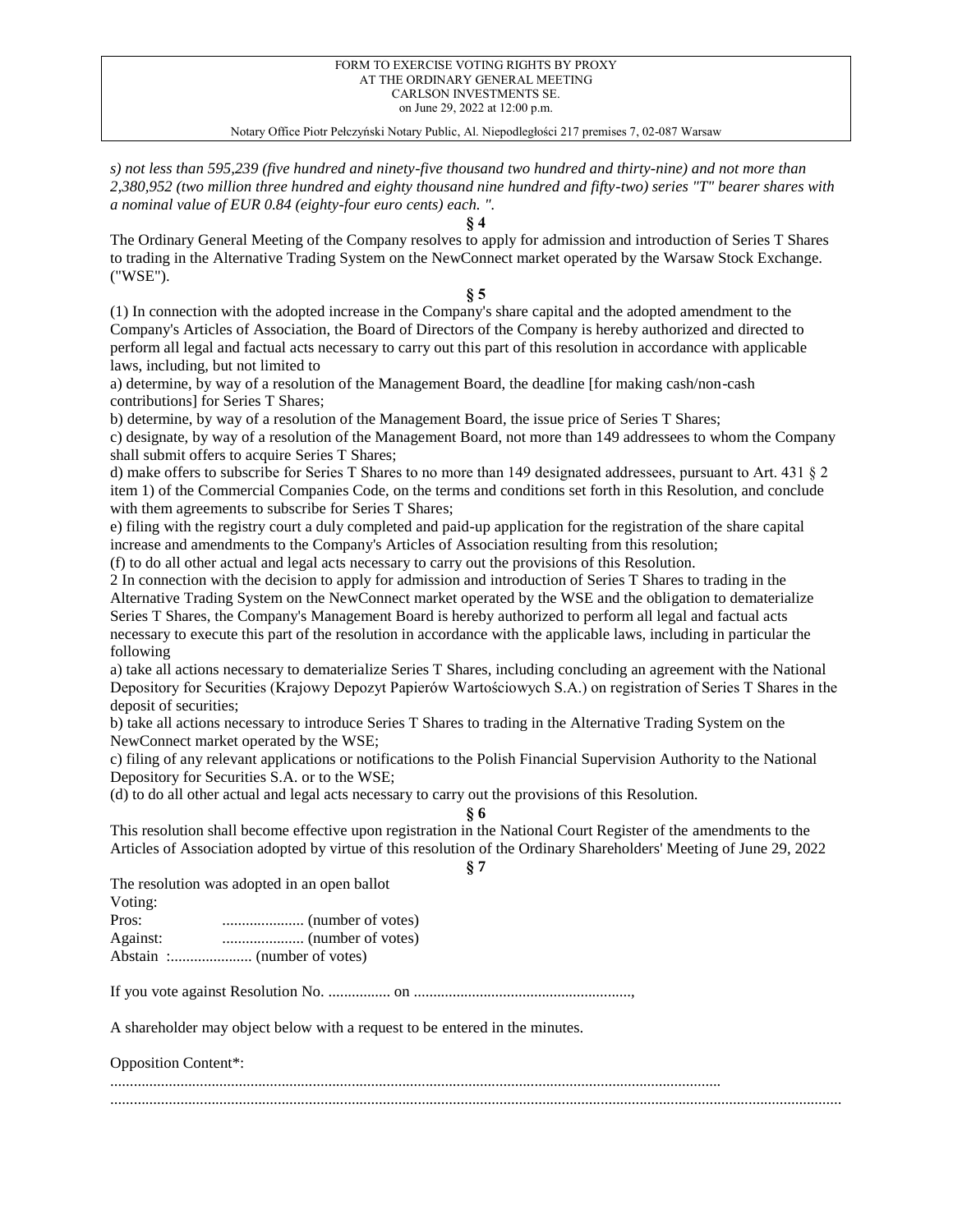*s) not less than 595,239 (five hundred and ninety-five thousand two hundred and thirty-nine) and not more than 2,380,952 (two million three hundred and eighty thousand nine hundred and fifty-two) series "T" bearer shares with a nominal value of EUR 0.84 (eighty-four euro cents) each. ".*

**§ 4**

The Ordinary General Meeting of the Company resolves to apply for admission and introduction of Series T Shares to trading in the Alternative Trading System on the NewConnect market operated by the Warsaw Stock Exchange. ("WSE").

**§ 5**

(1) In connection with the adopted increase in the Company's share capital and the adopted amendment to the Company's Articles of Association, the Board of Directors of the Company is hereby authorized and directed to perform all legal and factual acts necessary to carry out this part of this resolution in accordance with applicable laws, including, but not limited to

a) determine, by way of a resolution of the Management Board, the deadline [for making cash/non-cash contributions] for Series T Shares;

b) determine, by way of a resolution of the Management Board, the issue price of Series T Shares;

c) designate, by way of a resolution of the Management Board, not more than 149 addressees to whom the Company shall submit offers to acquire Series T Shares;

d) make offers to subscribe for Series T Shares to no more than 149 designated addressees, pursuant to Art. 431 § 2 item 1) of the Commercial Companies Code, on the terms and conditions set forth in this Resolution, and conclude with them agreements to subscribe for Series T Shares;

e) filing with the registry court a duly completed and paid-up application for the registration of the share capital increase and amendments to the Company's Articles of Association resulting from this resolution;

(f) to do all other actual and legal acts necessary to carry out the provisions of this Resolution.

2 In connection with the decision to apply for admission and introduction of Series T Shares to trading in the Alternative Trading System on the NewConnect market operated by the WSE and the obligation to dematerialize Series T Shares, the Company's Management Board is hereby authorized to perform all legal and factual acts necessary to execute this part of the resolution in accordance with the applicable laws, including in particular the following

a) take all actions necessary to dematerialize Series T Shares, including concluding an agreement with the National Depository for Securities (Krajowy Depozyt Papierów Wartościowych S.A.) on registration of Series T Shares in the deposit of securities;

b) take all actions necessary to introduce Series T Shares to trading in the Alternative Trading System on the NewConnect market operated by the WSE;

c) filing of any relevant applications or notifications to the Polish Financial Supervision Authority to the National Depository for Securities S.A. or to the WSE;

(d) to do all other actual and legal acts necessary to carry out the provisions of this Resolution.

**§ 6**

This resolution shall become effective upon registration in the National Court Register of the amendments to the Articles of Association adopted by virtue of this resolution of the Ordinary Shareholders' Meeting of June 29, 2022

**§ 7**

The resolution was adopted in an open ballot

Voting:

Pros: .................... (number of votes)

Against: .................... (number of votes)

Abstain :..................... (number of votes)

If you vote against Resolution No. ................ on ........................................................,

A shareholder may object below with a request to be entered in the minutes.

Opposition Content*:

..........................................................................................................................................................

..........................................................................................................................................................................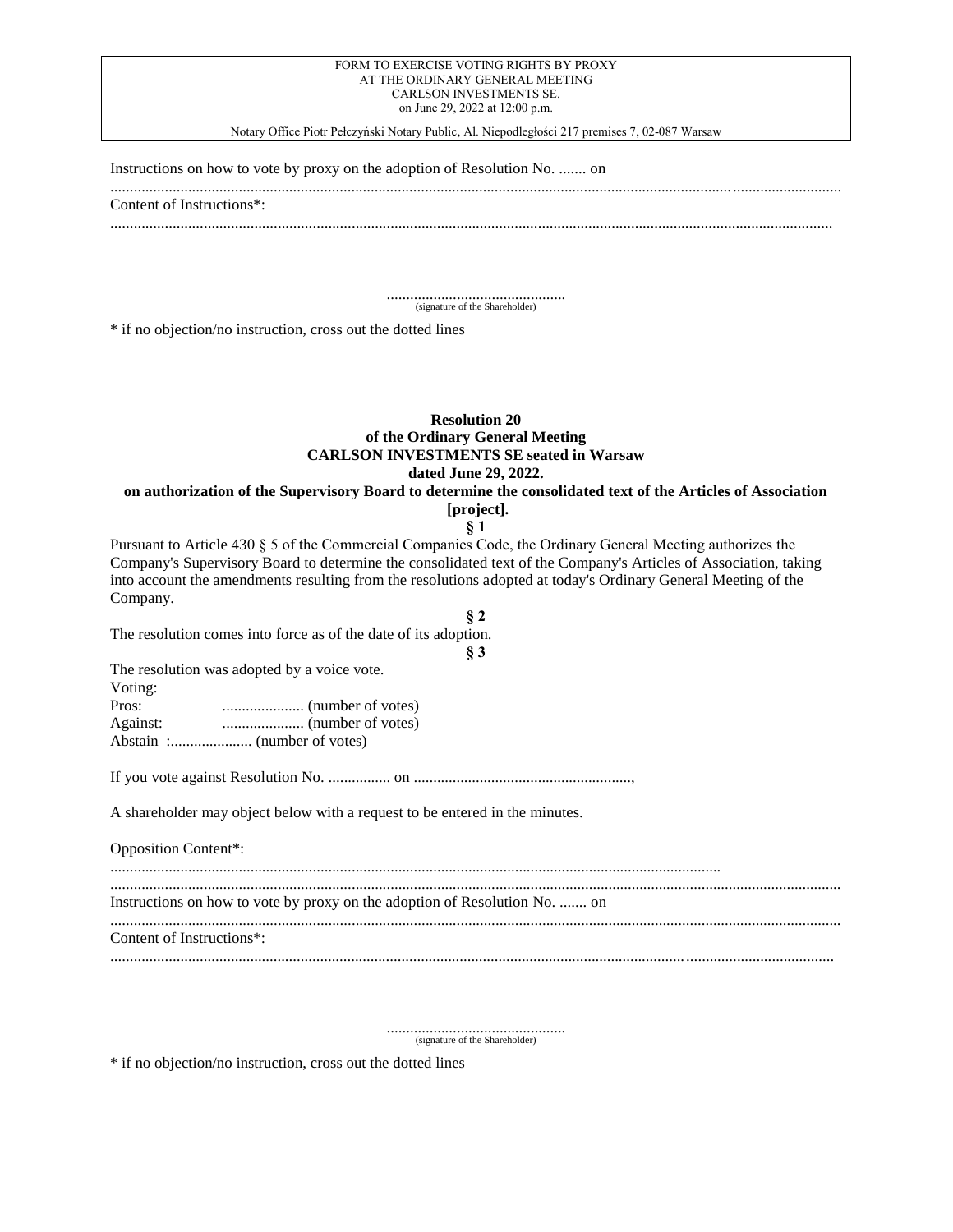FORM TO EXERCISE VOTING RIGHTS BY PROXY
AT THE ORDINARY GENERAL MEETING
CARLSON INVESTMENTS SE.
on June 29, 2022 at 12:00 p.m.

Notary Office Piotr Pełczyński Notary Public, Al. Niepodległości 217 premises 7, 02-087 Warsaw

Instructions on how to vote by proxy on the adoption of Resolution No. ....... on

..........................................................................................................................................................................................

Content of Instructions*:

..........................................................................................................................................................................................

..............................................
(signature of the Shareholder)

\* if no objection/no instruction, cross out the dotted lines

**Resolution 20**
**of the Ordinary General Meeting**
**CARLSON INVESTMENTS SE seated in Warsaw**
**dated June 29, 2022.**
**on authorization of the Supervisory Board to determine the consolidated text of the Articles of Association [project].**

**§ 1**

Pursuant to Article 430 § 5 of the Commercial Companies Code, the Ordinary General Meeting authorizes the Company's Supervisory Board to determine the consolidated text of the Company's Articles of Association, taking into account the amendments resulting from the resolutions adopted at today's Ordinary General Meeting of the Company.

**§ 2**

The resolution comes into force as of the date of its adoption.

**§ 3**

The resolution was adopted by a voice vote.
Voting:
Pros: ..................... (number of votes)
Against: ..................... (number of votes)
Abstain :..................... (number of votes)

If you vote against Resolution No. ................ on ........................................................,

A shareholder may object below with a request to be entered in the minutes.

Opposition Content*:

..........................................................................................................................................................................................

..........................................................................................................................................................................................

Instructions on how to vote by proxy on the adoption of Resolution No. ....... on

..........................................................................................................................................................................................

Content of Instructions*:

..........................................................................................................................................................................................

..............................................
(signature of the Shareholder)

\* if no objection/no instruction, cross out the dotted lines